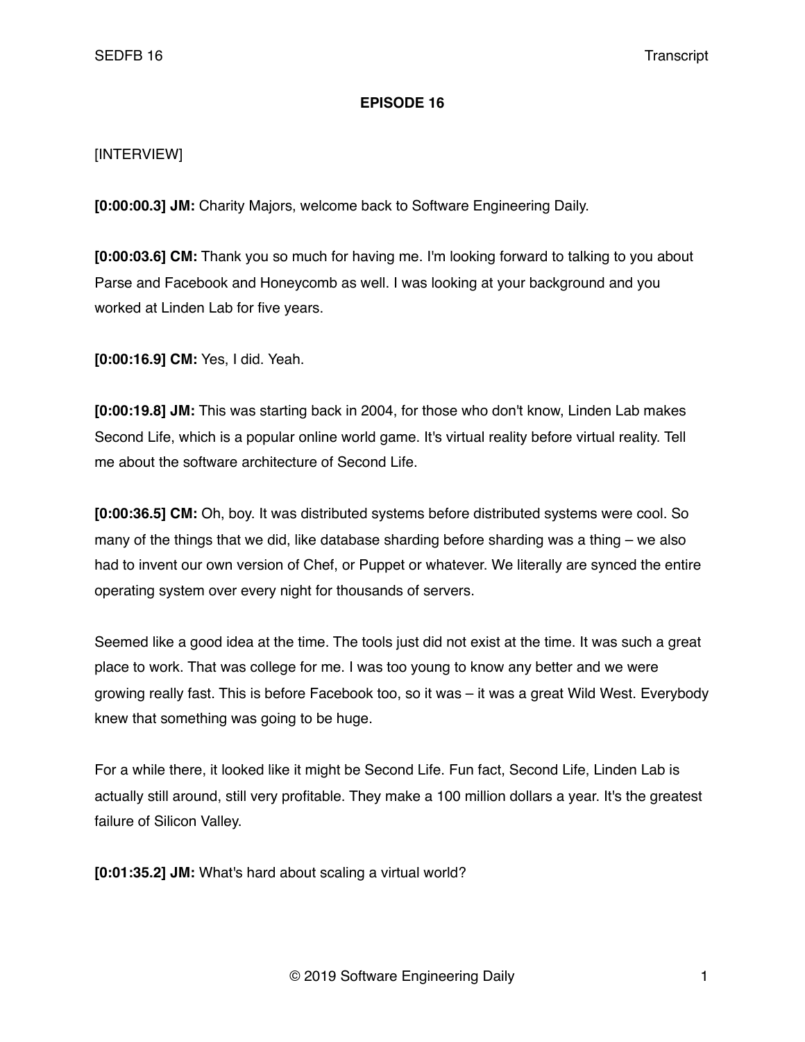**EPISODE 16**

[INTERVIEW]

**[0:00:00.3] JM:** Charity Majors, welcome back to Software Engineering Daily.

**[0:00:03.6] CM:** Thank you so much for having me. I'm looking forward to talking to you about Parse and Facebook and Honeycomb as well. I was looking at your background and you worked at Linden Lab for five years.

**[0:00:16.9] CM:** Yes, I did. Yeah.

**[0:00:19.8] JM:** This was starting back in 2004, for those who don't know, Linden Lab makes Second Life, which is a popular online world game. It's virtual reality before virtual reality. Tell me about the software architecture of Second Life.

**[0:00:36.5] CM:** Oh, boy. It was distributed systems before distributed systems were cool. So many of the things that we did, like database sharding before sharding was a thing – we also had to invent our own version of Chef, or Puppet or whatever. We literally are synced the entire operating system over every night for thousands of servers.

Seemed like a good idea at the time. The tools just did not exist at the time. It was such a great place to work. That was college for me. I was too young to know any better and we were growing really fast. This is before Facebook too, so it was – it was a great Wild West. Everybody knew that something was going to be huge.

For a while there, it looked like it might be Second Life. Fun fact, Second Life, Linden Lab is actually still around, still very profitable. They make a 100 million dollars a year. It's the greatest failure of Silicon Valley.

**[0:01:35.2] JM:** What's hard about scaling a virtual world?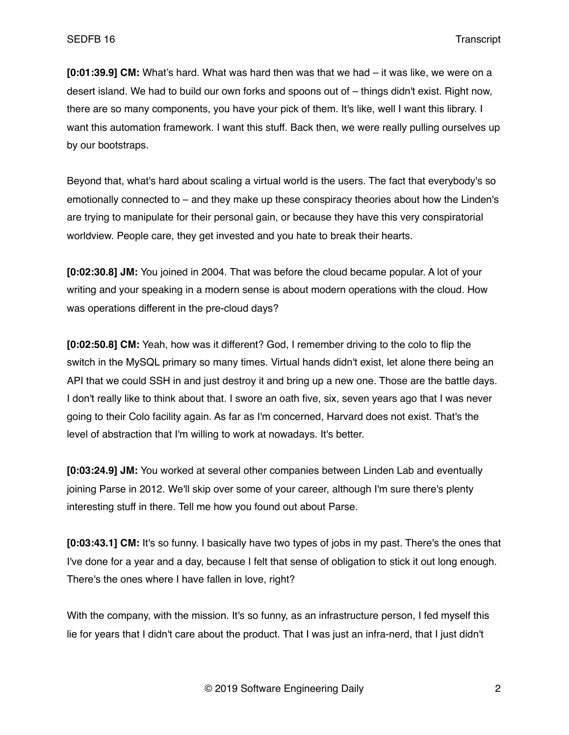**[0:01:39.9] CM:** What's hard. What was hard then was that we had – it was like, we were on a desert island. We had to build our own forks and spoons out of – things didn't exist. Right now, there are so many components, you have your pick of them. It's like, well I want this library. I want this automation framework. I want this stuff. Back then, we were really pulling ourselves up by our bootstraps.

Beyond that, what's hard about scaling a virtual world is the users. The fact that everybody's so emotionally connected to – and they make up these conspiracy theories about how the Linden's are trying to manipulate for their personal gain, or because they have this very conspiratorial worldview. People care, they get invested and you hate to break their hearts.

**[0:02:30.8] JM:** You joined in 2004. That was before the cloud became popular. A lot of your writing and your speaking in a modern sense is about modern operations with the cloud. How was operations different in the pre-cloud days?

**[0:02:50.8] CM:** Yeah, how was it different? God, I remember driving to the colo to flip the switch in the MySQL primary so many times. Virtual hands didn't exist, let alone there being an API that we could SSH in and just destroy it and bring up a new one. Those are the battle days. I don't really like to think about that. I swore an oath five, six, seven years ago that I was never going to their Colo facility again. As far as I'm concerned, Harvard does not exist. That's the level of abstraction that I'm willing to work at nowadays. It's better.

**[0:03:24.9] JM:** You worked at several other companies between Linden Lab and eventually joining Parse in 2012. We'll skip over some of your career, although I'm sure there's plenty interesting stuff in there. Tell me how you found out about Parse.

**[0:03:43.1] CM:** It's so funny. I basically have two types of jobs in my past. There's the ones that I've done for a year and a day, because I felt that sense of obligation to stick it out long enough. There's the ones where I have fallen in love, right?

With the company, with the mission. It's so funny, as an infrastructure person, I fed myself this lie for years that I didn't care about the product. That I was just an infra-nerd, that I just didn't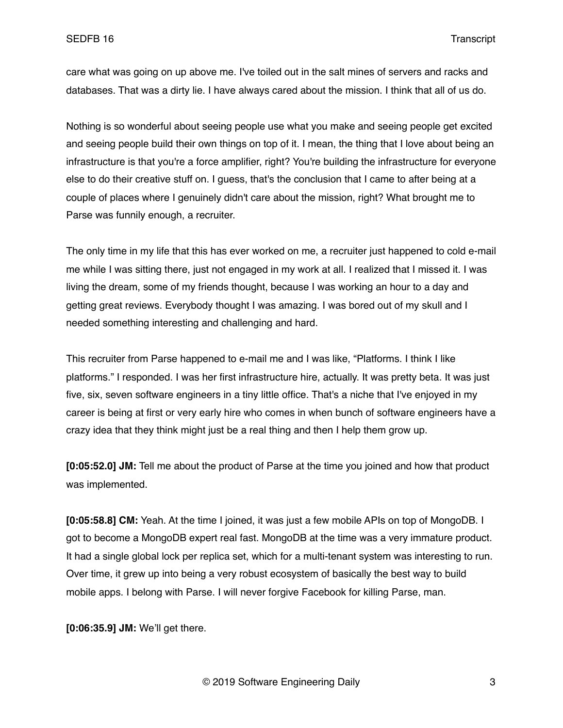care what was going on up above me. I've toiled out in the salt mines of servers and racks and databases. That was a dirty lie. I have always cared about the mission. I think that all of us do.

Nothing is so wonderful about seeing people use what you make and seeing people get excited and seeing people build their own things on top of it. I mean, the thing that I love about being an infrastructure is that you're a force amplifier, right? You're building the infrastructure for everyone else to do their creative stuff on. I guess, that's the conclusion that I came to after being at a couple of places where I genuinely didn't care about the mission, right? What brought me to Parse was funnily enough, a recruiter.

The only time in my life that this has ever worked on me, a recruiter just happened to cold e-mail me while I was sitting there, just not engaged in my work at all. I realized that I missed it. I was living the dream, some of my friends thought, because I was working an hour to a day and getting great reviews. Everybody thought I was amazing. I was bored out of my skull and I needed something interesting and challenging and hard.

This recruiter from Parse happened to e-mail me and I was like, "Platforms. I think I like platforms." I responded. I was her first infrastructure hire, actually. It was pretty beta. It was just five, six, seven software engineers in a tiny little office. That's a niche that I've enjoyed in my career is being at first or very early hire who comes in when bunch of software engineers have a crazy idea that they think might just be a real thing and then I help them grow up.

**[0:05:52.0] JM:** Tell me about the product of Parse at the time you joined and how that product was implemented.

**[0:05:58.8] CM:** Yeah. At the time I joined, it was just a few mobile APIs on top of MongoDB. I got to become a MongoDB expert real fast. MongoDB at the time was a very immature product. It had a single global lock per replica set, which for a multi-tenant system was interesting to run. Over time, it grew up into being a very robust ecosystem of basically the best way to build mobile apps. I belong with Parse. I will never forgive Facebook for killing Parse, man.

**[0:06:35.9] JM:** We'll get there.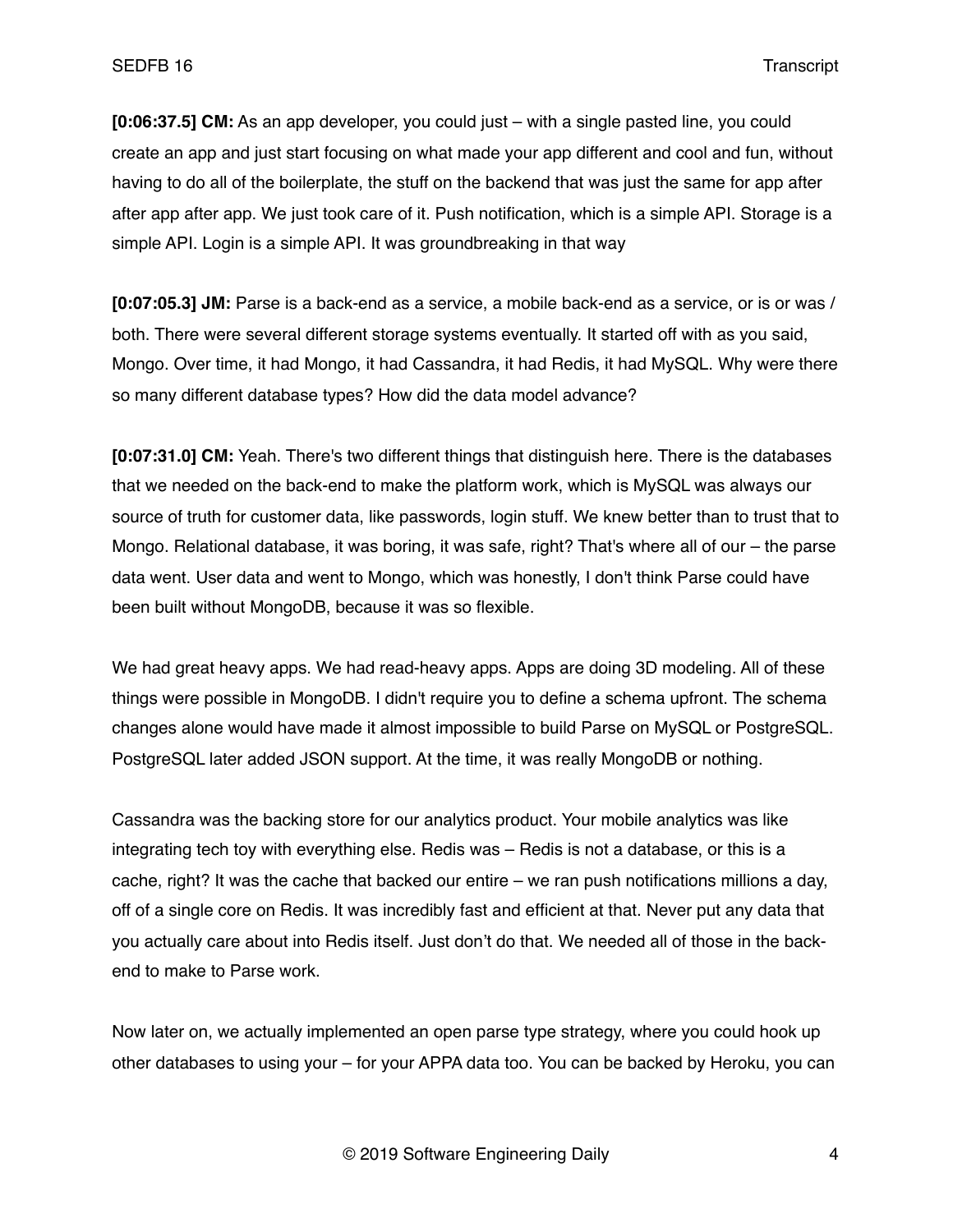**[0:06:37.5] CM:** As an app developer, you could just – with a single pasted line, you could create an app and just start focusing on what made your app different and cool and fun, without having to do all of the boilerplate, the stuff on the backend that was just the same for app after after app after app. We just took care of it. Push notification, which is a simple API. Storage is a simple API. Login is a simple API. It was groundbreaking in that way

**[0:07:05.3] JM:** Parse is a back-end as a service, a mobile back-end as a service, or is or was / both. There were several different storage systems eventually. It started off with as you said, Mongo. Over time, it had Mongo, it had Cassandra, it had Redis, it had MySQL. Why were there so many different database types? How did the data model advance?

**[0:07:31.0] CM:** Yeah. There's two different things that distinguish here. There is the databases that we needed on the back-end to make the platform work, which is MySQL was always our source of truth for customer data, like passwords, login stuff. We knew better than to trust that to Mongo. Relational database, it was boring, it was safe, right? That's where all of our – the parse data went. User data and went to Mongo, which was honestly, I don't think Parse could have been built without MongoDB, because it was so flexible.

We had great heavy apps. We had read-heavy apps. Apps are doing 3D modeling. All of these things were possible in MongoDB. I didn't require you to define a schema upfront. The schema changes alone would have made it almost impossible to build Parse on MySQL or PostgreSQL. PostgreSQL later added JSON support. At the time, it was really MongoDB or nothing.

Cassandra was the backing store for our analytics product. Your mobile analytics was like integrating tech toy with everything else. Redis was – Redis is not a database, or this is a cache, right? It was the cache that backed our entire – we ran push notifications millions a day, off of a single core on Redis. It was incredibly fast and efficient at that. Never put any data that you actually care about into Redis itself. Just don't do that. We needed all of those in the back-end to make to Parse work.

Now later on, we actually implemented an open parse type strategy, where you could hook up other databases to using your – for your APPA data too. You can be backed by Heroku, you can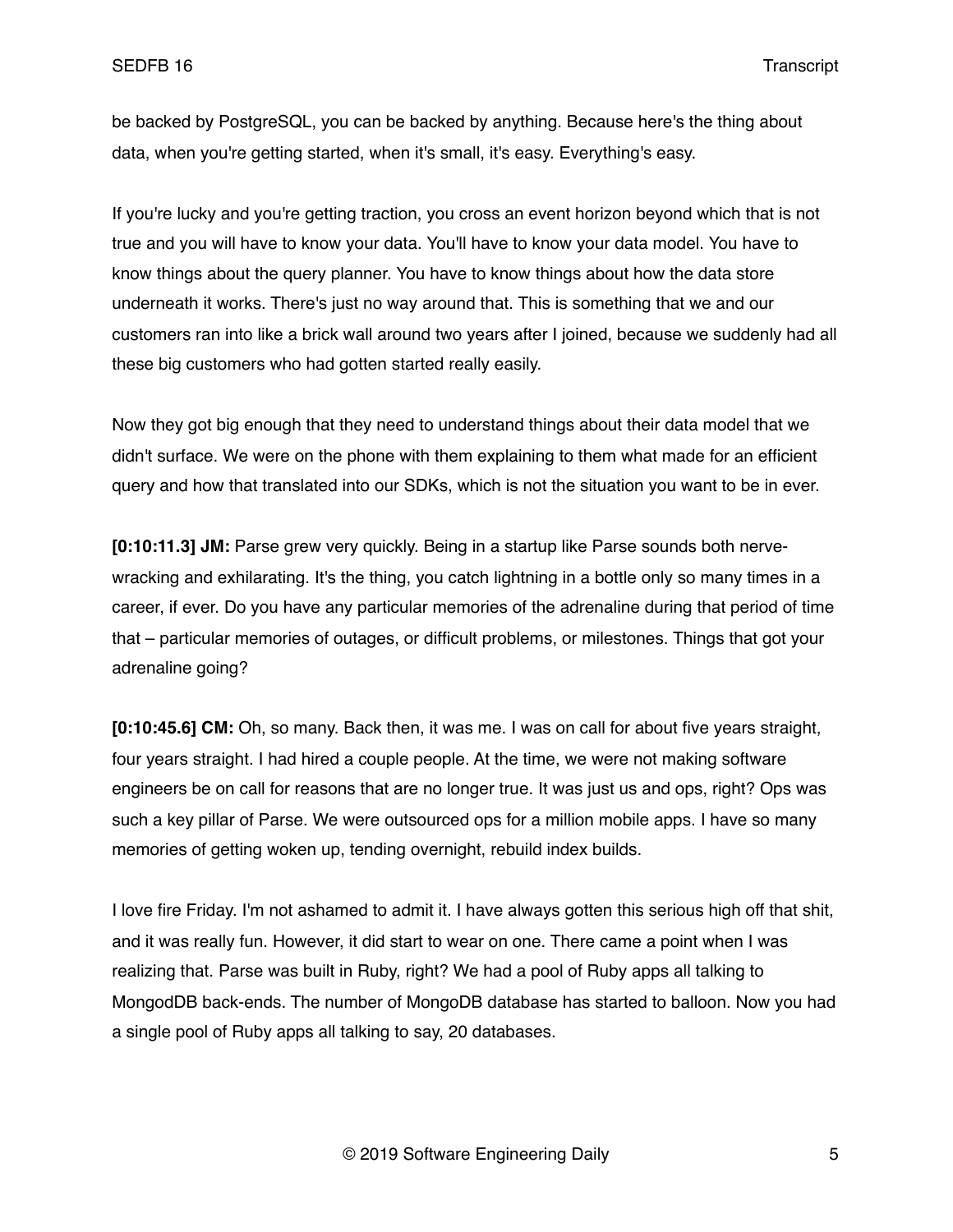be backed by PostgreSQL, you can be backed by anything. Because here's the thing about data, when you're getting started, when it's small, it's easy. Everything's easy.

If you're lucky and you're getting traction, you cross an event horizon beyond which that is not true and you will have to know your data. You'll have to know your data model. You have to know things about the query planner. You have to know things about how the data store underneath it works. There's just no way around that. This is something that we and our customers ran into like a brick wall around two years after I joined, because we suddenly had all these big customers who had gotten started really easily.

Now they got big enough that they need to understand things about their data model that we didn't surface. We were on the phone with them explaining to them what made for an efficient query and how that translated into our SDKs, which is not the situation you want to be in ever.

**[0:10:11.3] JM:** Parse grew very quickly. Being in a startup like Parse sounds both nerve-wracking and exhilarating. It's the thing, you catch lightning in a bottle only so many times in a career, if ever. Do you have any particular memories of the adrenaline during that period of time that – particular memories of outages, or difficult problems, or milestones. Things that got your adrenaline going?

**[0:10:45.6] CM:** Oh, so many. Back then, it was me. I was on call for about five years straight, four years straight. I had hired a couple people. At the time, we were not making software engineers be on call for reasons that are no longer true. It was just us and ops, right? Ops was such a key pillar of Parse. We were outsourced ops for a million mobile apps. I have so many memories of getting woken up, tending overnight, rebuild index builds.

I love fire Friday. I'm not ashamed to admit it. I have always gotten this serious high off that shit, and it was really fun. However, it did start to wear on one. There came a point when I was realizing that. Parse was built in Ruby, right? We had a pool of Ruby apps all talking to MongodDB back-ends. The number of MongoDB database has started to balloon. Now you had a single pool of Ruby apps all talking to say, 20 databases.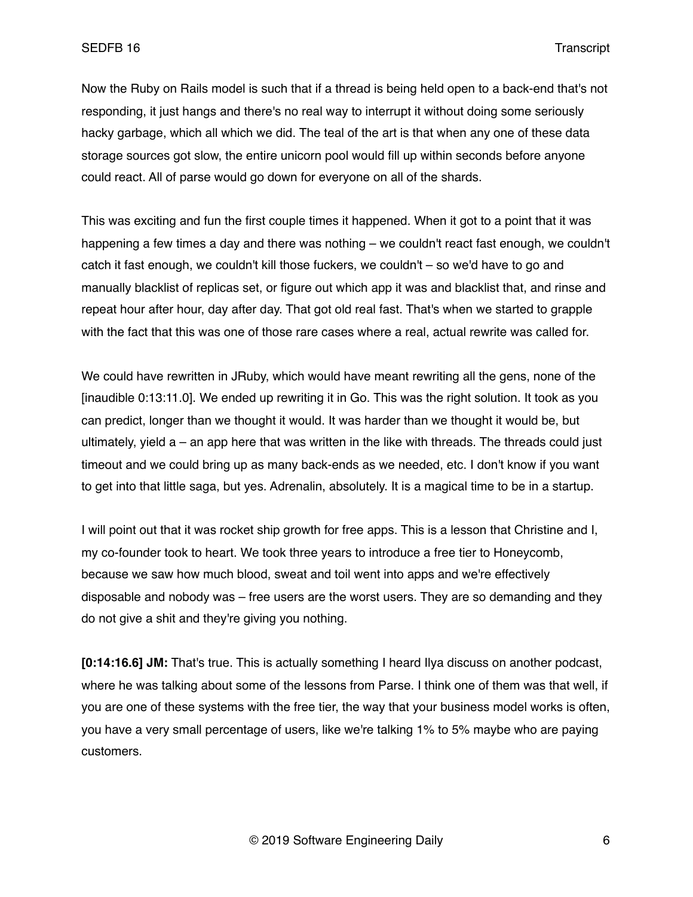Now the Ruby on Rails model is such that if a thread is being held open to a back-end that's not responding, it just hangs and there's no real way to interrupt it without doing some seriously hacky garbage, which all which we did. The teal of the art is that when any one of these data storage sources got slow, the entire unicorn pool would fill up within seconds before anyone could react. All of parse would go down for everyone on all of the shards.

This was exciting and fun the first couple times it happened. When it got to a point that it was happening a few times a day and there was nothing – we couldn't react fast enough, we couldn't catch it fast enough, we couldn't kill those fuckers, we couldn't – so we'd have to go and manually blacklist of replicas set, or figure out which app it was and blacklist that, and rinse and repeat hour after hour, day after day. That got old real fast. That's when we started to grapple with the fact that this was one of those rare cases where a real, actual rewrite was called for.

We could have rewritten in JRuby, which would have meant rewriting all the gens, none of the [inaudible 0:13:11.0]. We ended up rewriting it in Go. This was the right solution. It took as you can predict, longer than we thought it would. It was harder than we thought it would be, but ultimately, yield a – an app here that was written in the like with threads. The threads could just timeout and we could bring up as many back-ends as we needed, etc. I don't know if you want to get into that little saga, but yes. Adrenalin, absolutely. It is a magical time to be in a startup.

I will point out that it was rocket ship growth for free apps. This is a lesson that Christine and I, my co-founder took to heart. We took three years to introduce a free tier to Honeycomb, because we saw how much blood, sweat and toil went into apps and we're effectively disposable and nobody was – free users are the worst users. They are so demanding and they do not give a shit and they're giving you nothing.

**[0:14:16.6] JM:** That's true. This is actually something I heard Ilya discuss on another podcast, where he was talking about some of the lessons from Parse. I think one of them was that well, if you are one of these systems with the free tier, the way that your business model works is often, you have a very small percentage of users, like we're talking 1% to 5% maybe who are paying customers.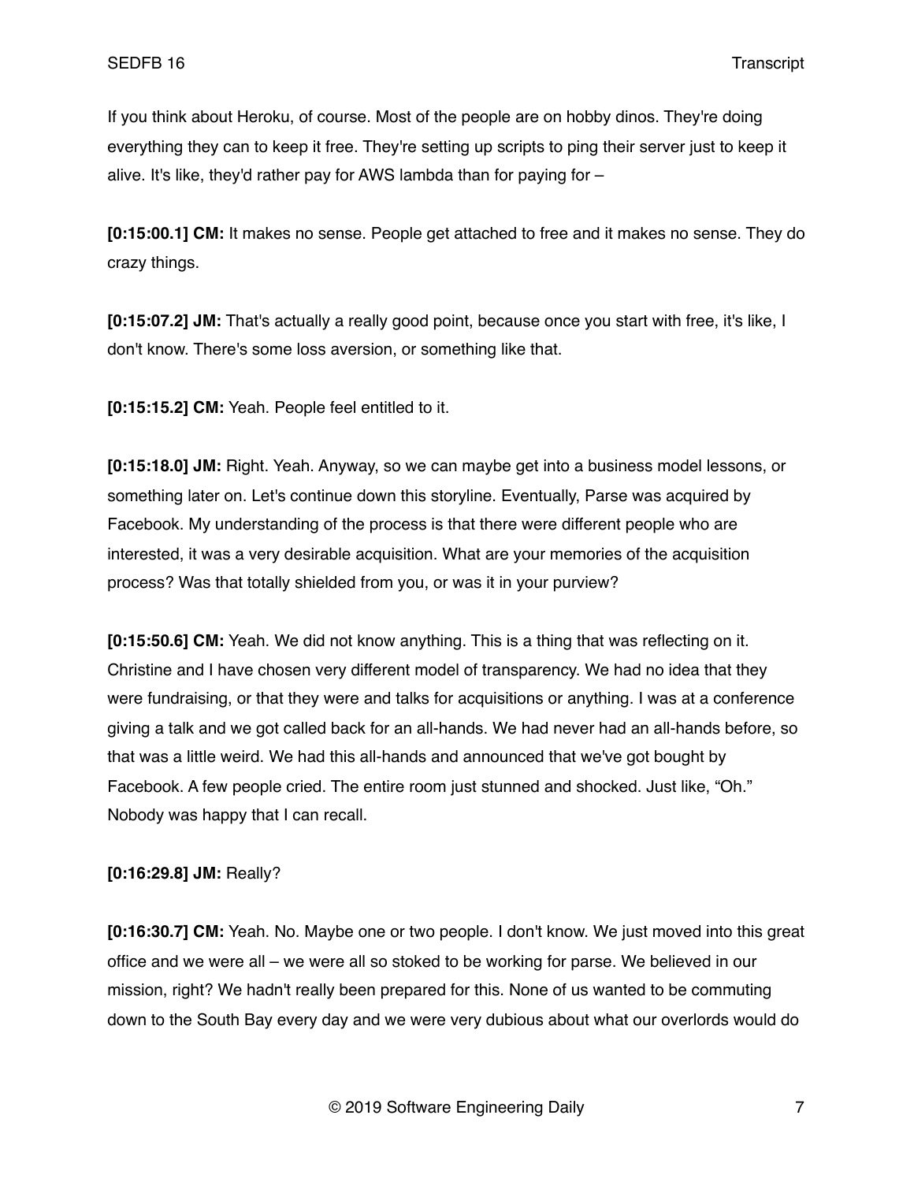If you think about Heroku, of course. Most of the people are on hobby dinos. They're doing everything they can to keep it free. They're setting up scripts to ping their server just to keep it alive. It's like, they'd rather pay for AWS lambda than for paying for –

**[0:15:00.1] CM:** It makes no sense. People get attached to free and it makes no sense. They do crazy things.

**[0:15:07.2] JM:** That's actually a really good point, because once you start with free, it's like, I don't know. There's some loss aversion, or something like that.

**[0:15:15.2] CM:** Yeah. People feel entitled to it.

**[0:15:18.0] JM:** Right. Yeah. Anyway, so we can maybe get into a business model lessons, or something later on. Let's continue down this storyline. Eventually, Parse was acquired by Facebook. My understanding of the process is that there were different people who are interested, it was a very desirable acquisition. What are your memories of the acquisition process? Was that totally shielded from you, or was it in your purview?

**[0:15:50.6] CM:** Yeah. We did not know anything. This is a thing that was reflecting on it. Christine and I have chosen very different model of transparency. We had no idea that they were fundraising, or that they were and talks for acquisitions or anything. I was at a conference giving a talk and we got called back for an all-hands. We had never had an all-hands before, so that was a little weird. We had this all-hands and announced that we've got bought by Facebook. A few people cried. The entire room just stunned and shocked. Just like, "Oh." Nobody was happy that I can recall.

**[0:16:29.8] JM:** Really?

**[0:16:30.7] CM:** Yeah. No. Maybe one or two people. I don't know. We just moved into this great office and we were all – we were all so stoked to be working for parse. We believed in our mission, right? We hadn't really been prepared for this. None of us wanted to be commuting down to the South Bay every day and we were very dubious about what our overlords would do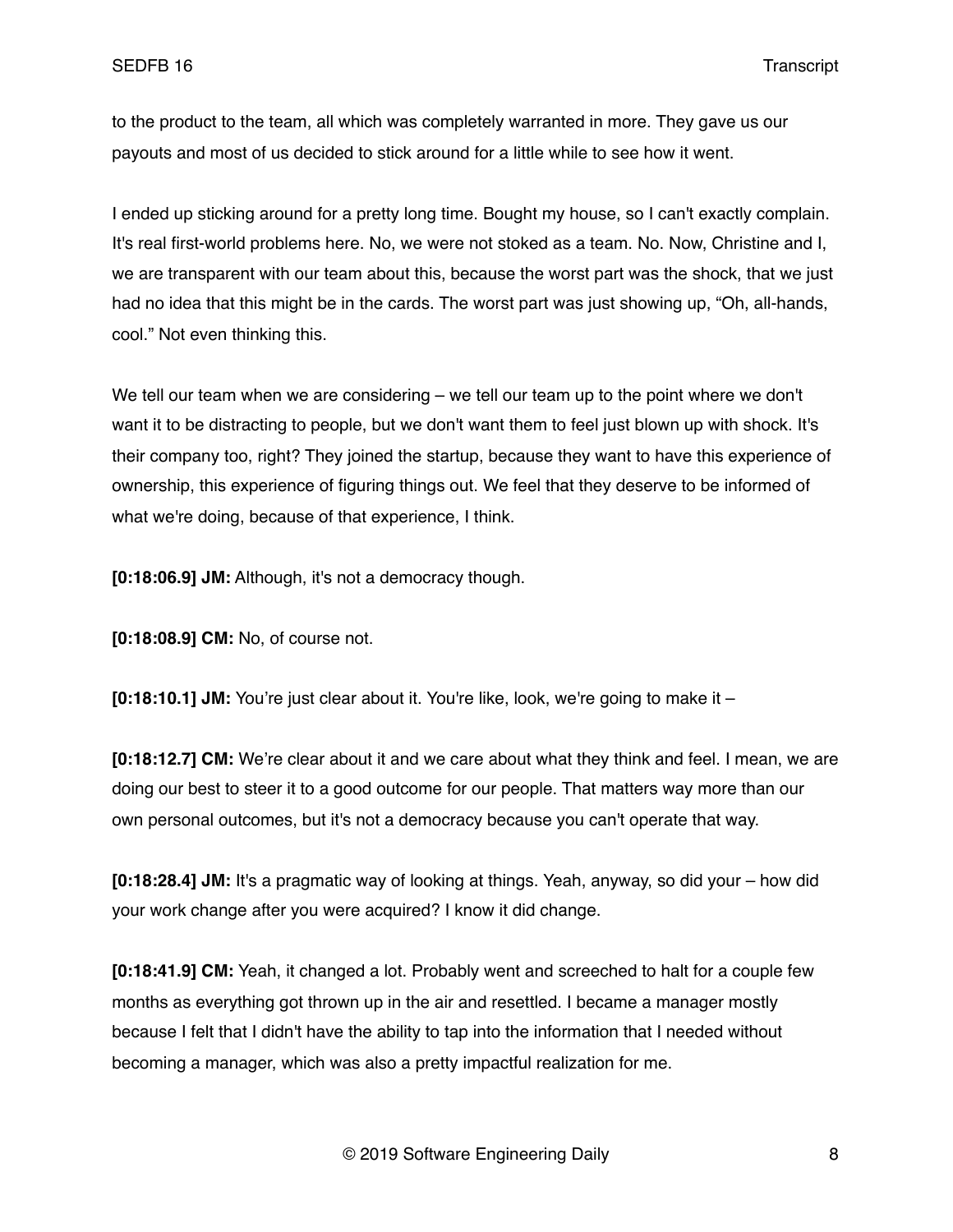to the product to the team, all which was completely warranted in more. They gave us our payouts and most of us decided to stick around for a little while to see how it went.

I ended up sticking around for a pretty long time. Bought my house, so I can't exactly complain. It's real first-world problems here. No, we were not stoked as a team. No. Now, Christine and I, we are transparent with our team about this, because the worst part was the shock, that we just had no idea that this might be in the cards. The worst part was just showing up, "Oh, all-hands, cool." Not even thinking this.

We tell our team when we are considering – we tell our team up to the point where we don't want it to be distracting to people, but we don't want them to feel just blown up with shock. It's their company too, right? They joined the startup, because they want to have this experience of ownership, this experience of figuring things out. We feel that they deserve to be informed of what we're doing, because of that experience, I think.

**[0:18:06.9] JM:** Although, it's not a democracy though.

**[0:18:08.9] CM:** No, of course not.

**[0:18:10.1] JM:** You're just clear about it. You're like, look, we're going to make it –

**[0:18:12.7] CM:** We're clear about it and we care about what they think and feel. I mean, we are doing our best to steer it to a good outcome for our people. That matters way more than our own personal outcomes, but it's not a democracy because you can't operate that way.

**[0:18:28.4] JM:** It's a pragmatic way of looking at things. Yeah, anyway, so did your – how did your work change after you were acquired? I know it did change.

**[0:18:41.9] CM:** Yeah, it changed a lot. Probably went and screeched to halt for a couple few months as everything got thrown up in the air and resettled. I became a manager mostly because I felt that I didn't have the ability to tap into the information that I needed without becoming a manager, which was also a pretty impactful realization for me.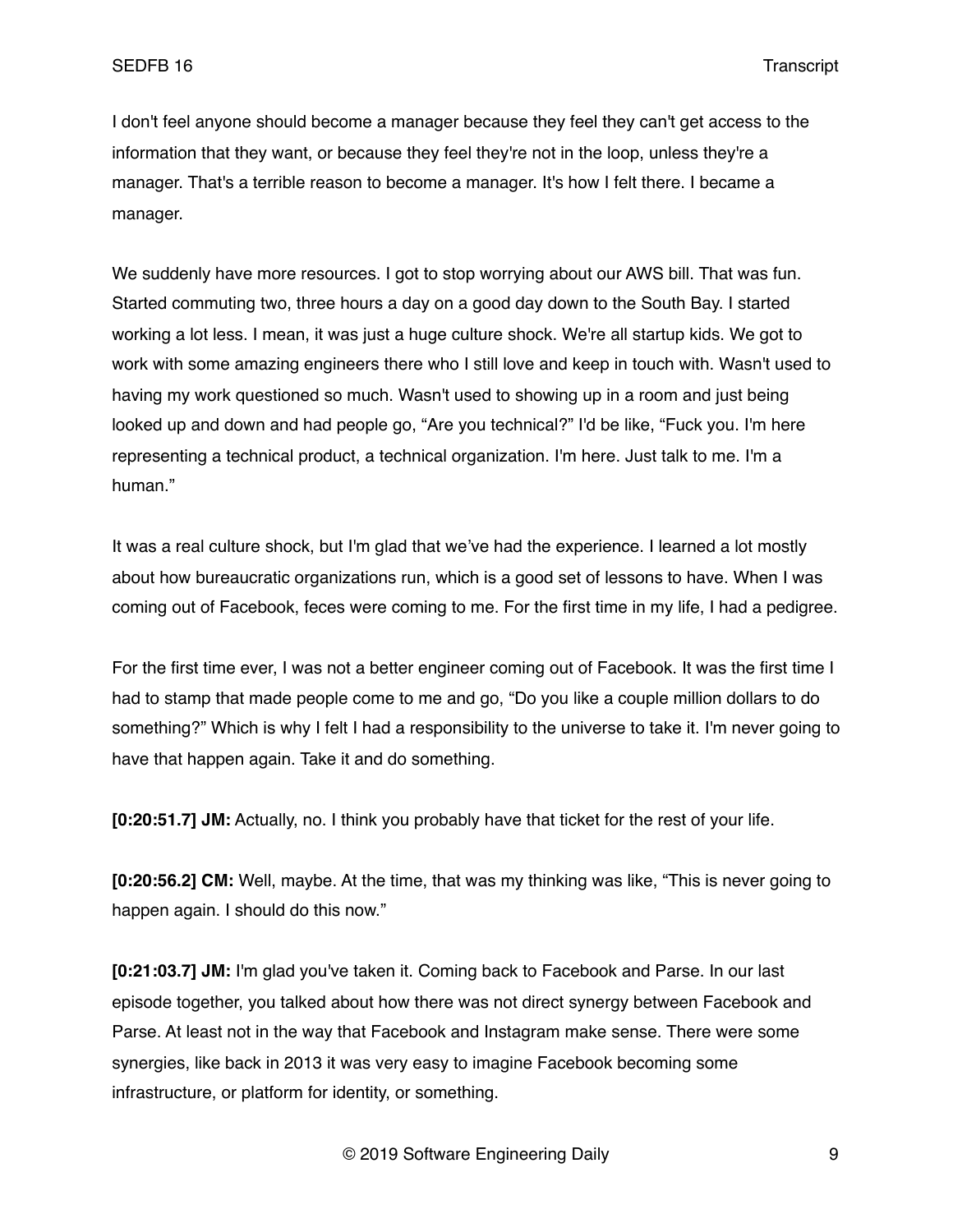I don't feel anyone should become a manager because they feel they can't get access to the information that they want, or because they feel they're not in the loop, unless they're a manager. That's a terrible reason to become a manager. It's how I felt there. I became a manager.

We suddenly have more resources. I got to stop worrying about our AWS bill. That was fun. Started commuting two, three hours a day on a good day down to the South Bay. I started working a lot less. I mean, it was just a huge culture shock. We're all startup kids. We got to work with some amazing engineers there who I still love and keep in touch with. Wasn't used to having my work questioned so much. Wasn't used to showing up in a room and just being looked up and down and had people go, "Are you technical?" I'd be like, "Fuck you. I'm here representing a technical product, a technical organization. I'm here. Just talk to me. I'm a human."

It was a real culture shock, but I'm glad that we've had the experience. I learned a lot mostly about how bureaucratic organizations run, which is a good set of lessons to have. When I was coming out of Facebook, feces were coming to me. For the first time in my life, I had a pedigree.

For the first time ever, I was not a better engineer coming out of Facebook. It was the first time I had to stamp that made people come to me and go, "Do you like a couple million dollars to do something?" Which is why I felt I had a responsibility to the universe to take it. I'm never going to have that happen again. Take it and do something.

**[0:20:51.7] JM:** Actually, no. I think you probably have that ticket for the rest of your life.

**[0:20:56.2] CM:** Well, maybe. At the time, that was my thinking was like, "This is never going to happen again. I should do this now."

**[0:21:03.7] JM:** I'm glad you've taken it. Coming back to Facebook and Parse. In our last episode together, you talked about how there was not direct synergy between Facebook and Parse. At least not in the way that Facebook and Instagram make sense. There were some synergies, like back in 2013 it was very easy to imagine Facebook becoming some infrastructure, or platform for identity, or something.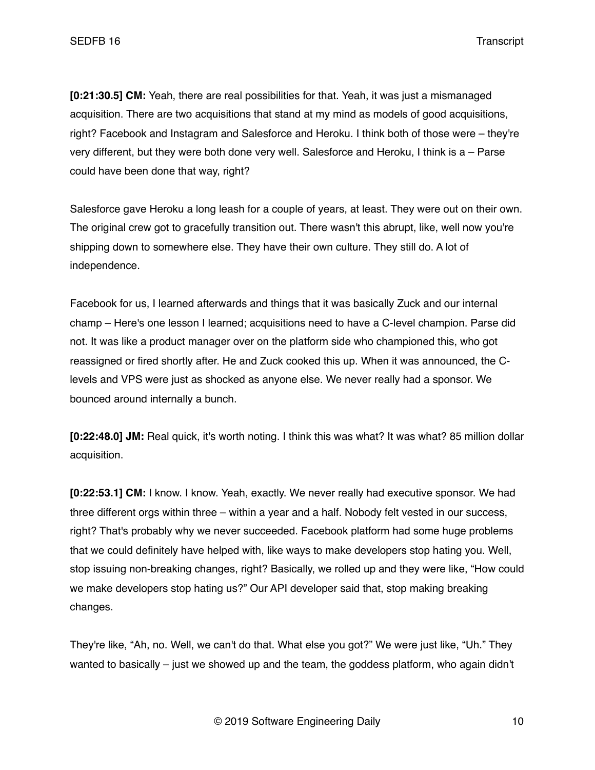**[0:21:30.5] CM:** Yeah, there are real possibilities for that. Yeah, it was just a mismanaged acquisition. There are two acquisitions that stand at my mind as models of good acquisitions, right? Facebook and Instagram and Salesforce and Heroku. I think both of those were – they're very different, but they were both done very well. Salesforce and Heroku, I think is a – Parse could have been done that way, right?

Salesforce gave Heroku a long leash for a couple of years, at least. They were out on their own. The original crew got to gracefully transition out. There wasn't this abrupt, like, well now you're shipping down to somewhere else. They have their own culture. They still do. A lot of independence.

Facebook for us, I learned afterwards and things that it was basically Zuck and our internal champ – Here's one lesson I learned; acquisitions need to have a C-level champion. Parse did not. It was like a product manager over on the platform side who championed this, who got reassigned or fired shortly after. He and Zuck cooked this up. When it was announced, the C-levels and VPS were just as shocked as anyone else. We never really had a sponsor. We bounced around internally a bunch.

**[0:22:48.0] JM:** Real quick, it's worth noting. I think this was what? It was what? 85 million dollar acquisition.

**[0:22:53.1] CM:** I know. I know. Yeah, exactly. We never really had executive sponsor. We had three different orgs within three – within a year and a half. Nobody felt vested in our success, right? That's probably why we never succeeded. Facebook platform had some huge problems that we could definitely have helped with, like ways to make developers stop hating you. Well, stop issuing non-breaking changes, right? Basically, we rolled up and they were like, "How could we make developers stop hating us?" Our API developer said that, stop making breaking changes.

They're like, "Ah, no. Well, we can't do that. What else you got?" We were just like, "Uh." They wanted to basically – just we showed up and the team, the goddess platform, who again didn't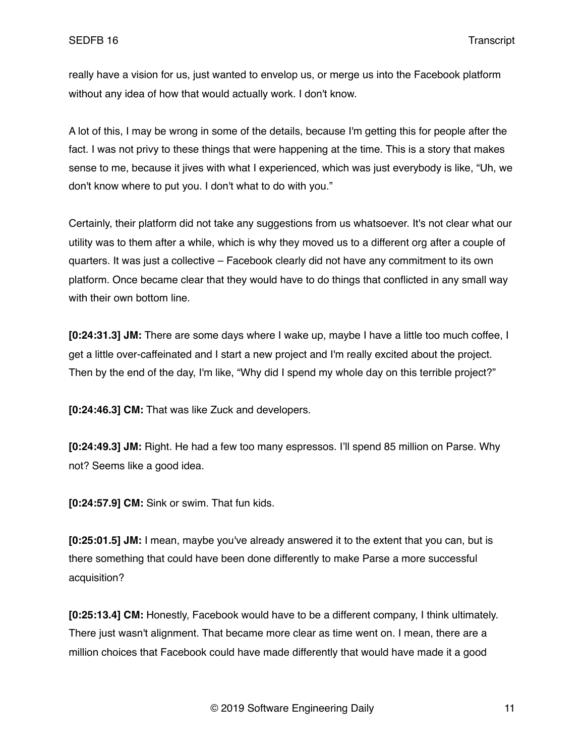really have a vision for us, just wanted to envelop us, or merge us into the Facebook platform without any idea of how that would actually work. I don't know.

A lot of this, I may be wrong in some of the details, because I'm getting this for people after the fact. I was not privy to these things that were happening at the time. This is a story that makes sense to me, because it jives with what I experienced, which was just everybody is like, "Uh, we don't know where to put you. I don't what to do with you."

Certainly, their platform did not take any suggestions from us whatsoever. It's not clear what our utility was to them after a while, which is why they moved us to a different org after a couple of quarters. It was just a collective – Facebook clearly did not have any commitment to its own platform. Once became clear that they would have to do things that conflicted in any small way with their own bottom line.

**[0:24:31.3] JM:** There are some days where I wake up, maybe I have a little too much coffee, I get a little over-caffeinated and I start a new project and I'm really excited about the project. Then by the end of the day, I'm like, "Why did I spend my whole day on this terrible project?"

**[0:24:46.3] CM:** That was like Zuck and developers.

**[0:24:49.3] JM:** Right. He had a few too many espressos. I'll spend 85 million on Parse. Why not? Seems like a good idea.

**[0:24:57.9] CM:** Sink or swim. That fun kids.

**[0:25:01.5] JM:** I mean, maybe you've already answered it to the extent that you can, but is there something that could have been done differently to make Parse a more successful acquisition?

**[0:25:13.4] CM:** Honestly, Facebook would have to be a different company, I think ultimately. There just wasn't alignment. That became more clear as time went on. I mean, there are a million choices that Facebook could have made differently that would have made it a good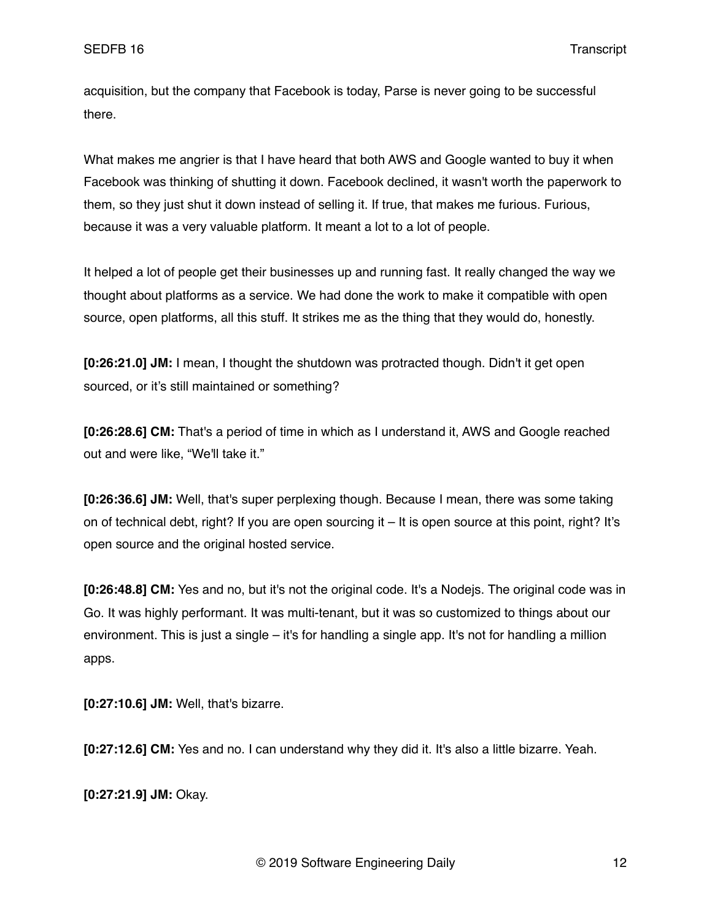acquisition, but the company that Facebook is today, Parse is never going to be successful there.

What makes me angrier is that I have heard that both AWS and Google wanted to buy it when Facebook was thinking of shutting it down. Facebook declined, it wasn't worth the paperwork to them, so they just shut it down instead of selling it. If true, that makes me furious. Furious, because it was a very valuable platform. It meant a lot to a lot of people.

It helped a lot of people get their businesses up and running fast. It really changed the way we thought about platforms as a service. We had done the work to make it compatible with open source, open platforms, all this stuff. It strikes me as the thing that they would do, honestly.

**[0:26:21.0] JM:** I mean, I thought the shutdown was protracted though. Didn't it get open sourced, or it's still maintained or something?

**[0:26:28.6] CM:** That's a period of time in which as I understand it, AWS and Google reached out and were like, "We'll take it."

**[0:26:36.6] JM:** Well, that's super perplexing though. Because I mean, there was some taking on of technical debt, right? If you are open sourcing it – It is open source at this point, right? It's open source and the original hosted service.

**[0:26:48.8] CM:** Yes and no, but it's not the original code. It's a Nodejs. The original code was in Go. It was highly performant. It was multi-tenant, but it was so customized to things about our environment. This is just a single – it's for handling a single app. It's not for handling a million apps.

**[0:27:10.6] JM:** Well, that's bizarre.

**[0:27:12.6] CM:** Yes and no. I can understand why they did it. It's also a little bizarre. Yeah.

**[0:27:21.9] JM:** Okay.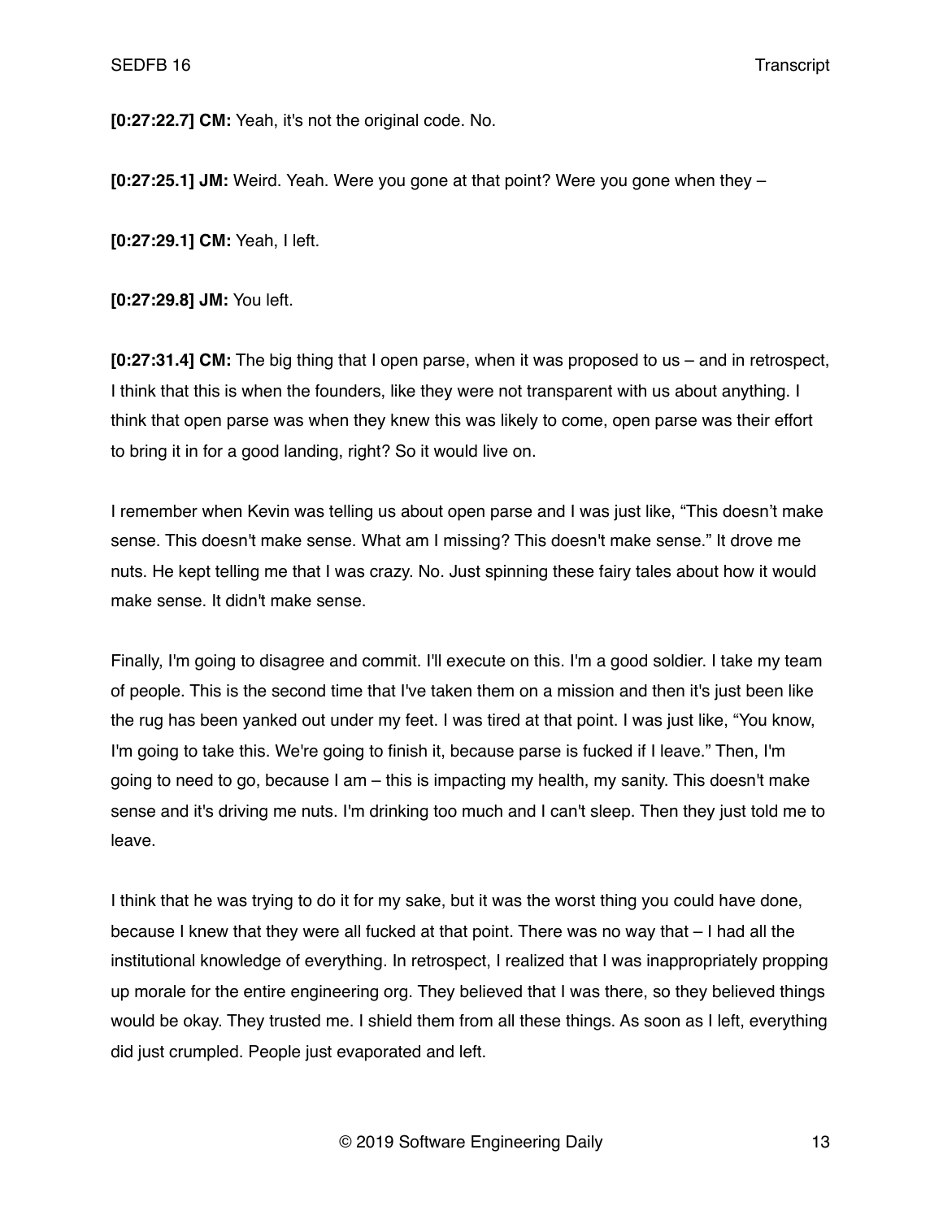**[0:27:22.7] CM:** Yeah, it's not the original code. No.

**[0:27:25.1] JM:** Weird. Yeah. Were you gone at that point? Were you gone when they –

**[0:27:29.1] CM:** Yeah, I left.

**[0:27:29.8] JM:** You left.

**[0:27:31.4] CM:** The big thing that I open parse, when it was proposed to us – and in retrospect, I think that this is when the founders, like they were not transparent with us about anything. I think that open parse was when they knew this was likely to come, open parse was their effort to bring it in for a good landing, right? So it would live on.

I remember when Kevin was telling us about open parse and I was just like, "This doesn't make sense. This doesn't make sense. What am I missing? This doesn't make sense." It drove me nuts. He kept telling me that I was crazy. No. Just spinning these fairy tales about how it would make sense. It didn't make sense.

Finally, I'm going to disagree and commit. I'll execute on this. I'm a good soldier. I take my team of people. This is the second time that I've taken them on a mission and then it's just been like the rug has been yanked out under my feet. I was tired at that point. I was just like, "You know, I'm going to take this. We're going to finish it, because parse is fucked if I leave." Then, I'm going to need to go, because I am – this is impacting my health, my sanity. This doesn't make sense and it's driving me nuts. I'm drinking too much and I can't sleep. Then they just told me to leave.

I think that he was trying to do it for my sake, but it was the worst thing you could have done, because I knew that they were all fucked at that point. There was no way that – I had all the institutional knowledge of everything. In retrospect, I realized that I was inappropriately propping up morale for the entire engineering org. They believed that I was there, so they believed things would be okay. They trusted me. I shield them from all these things. As soon as I left, everything did just crumpled. People just evaporated and left.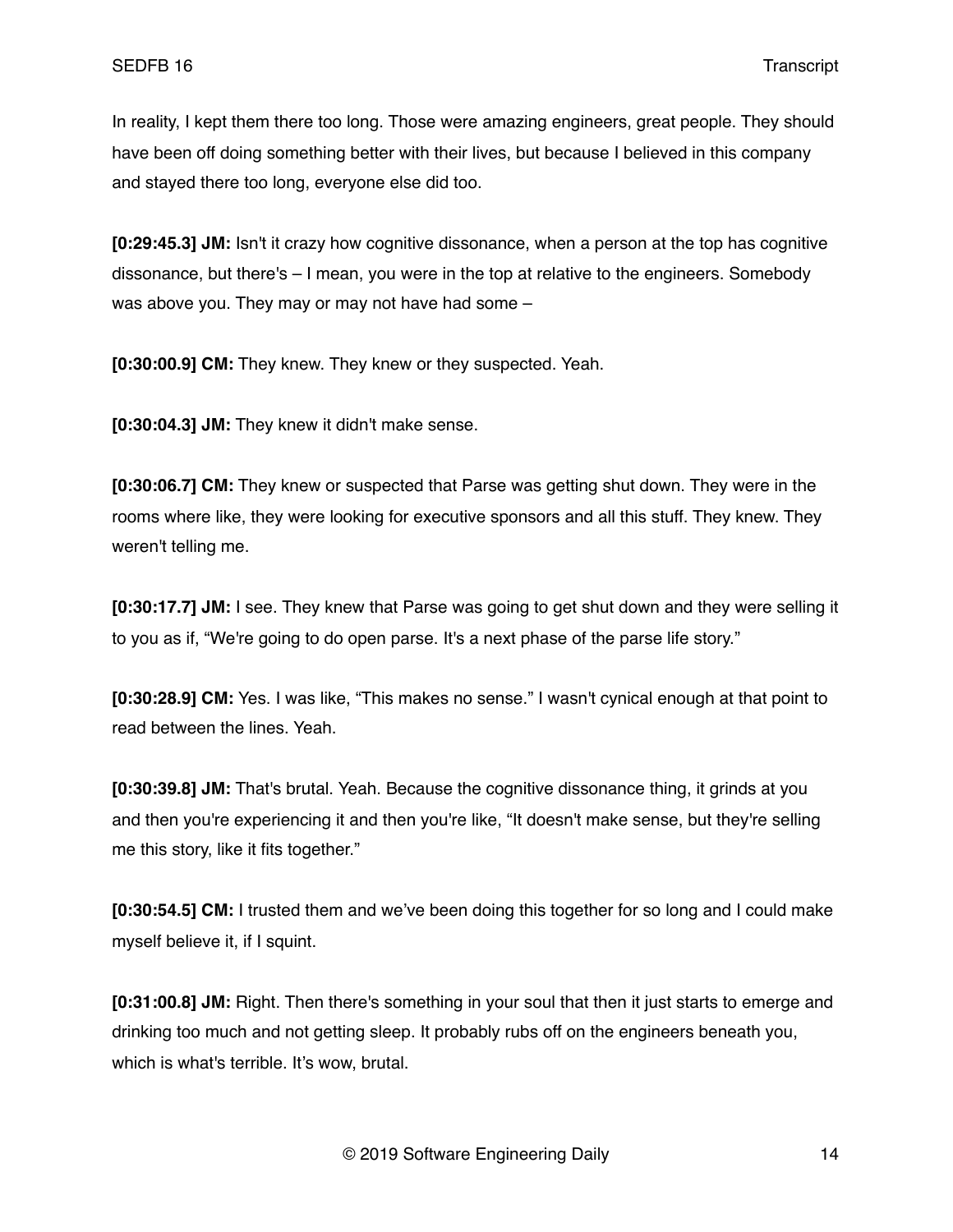In reality, I kept them there too long. Those were amazing engineers, great people. They should have been off doing something better with their lives, but because I believed in this company and stayed there too long, everyone else did too.

**[0:29:45.3] JM:** Isn't it crazy how cognitive dissonance, when a person at the top has cognitive dissonance, but there's – I mean, you were in the top at relative to the engineers. Somebody was above you. They may or may not have had some –

**[0:30:00.9] CM:** They knew. They knew or they suspected. Yeah.

**[0:30:04.3] JM:** They knew it didn't make sense.

**[0:30:06.7] CM:** They knew or suspected that Parse was getting shut down. They were in the rooms where like, they were looking for executive sponsors and all this stuff. They knew. They weren't telling me.

**[0:30:17.7] JM:** I see. They knew that Parse was going to get shut down and they were selling it to you as if, "We're going to do open parse. It's a next phase of the parse life story."

**[0:30:28.9] CM:** Yes. I was like, "This makes no sense." I wasn't cynical enough at that point to read between the lines. Yeah.

**[0:30:39.8] JM:** That's brutal. Yeah. Because the cognitive dissonance thing, it grinds at you and then you're experiencing it and then you're like, "It doesn't make sense, but they're selling me this story, like it fits together."

**[0:30:54.5] CM:** I trusted them and we've been doing this together for so long and I could make myself believe it, if I squint.

**[0:31:00.8] JM:** Right. Then there's something in your soul that then it just starts to emerge and drinking too much and not getting sleep. It probably rubs off on the engineers beneath you, which is what's terrible. It's wow, brutal.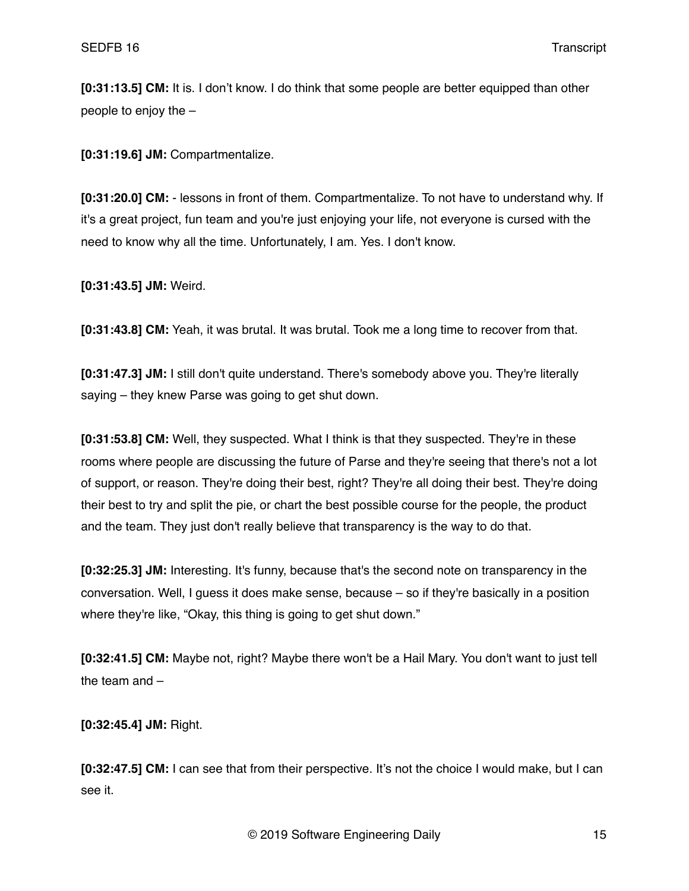**[0:31:13.5] CM:** It is. I don't know. I do think that some people are better equipped than other people to enjoy the –

**[0:31:19.6] JM:** Compartmentalize.

**[0:31:20.0] CM:** - lessons in front of them. Compartmentalize. To not have to understand why. If it's a great project, fun team and you're just enjoying your life, not everyone is cursed with the need to know why all the time. Unfortunately, I am. Yes. I don't know.

**[0:31:43.5] JM:** Weird.

**[0:31:43.8] CM:** Yeah, it was brutal. It was brutal. Took me a long time to recover from that.

**[0:31:47.3] JM:** I still don't quite understand. There's somebody above you. They're literally saying – they knew Parse was going to get shut down.

**[0:31:53.8] CM:** Well, they suspected. What I think is that they suspected. They're in these rooms where people are discussing the future of Parse and they're seeing that there's not a lot of support, or reason. They're doing their best, right? They're all doing their best. They're doing their best to try and split the pie, or chart the best possible course for the people, the product and the team. They just don't really believe that transparency is the way to do that.

**[0:32:25.3] JM:** Interesting. It's funny, because that's the second note on transparency in the conversation. Well, I guess it does make sense, because – so if they're basically in a position where they're like, "Okay, this thing is going to get shut down."

**[0:32:41.5] CM:** Maybe not, right? Maybe there won't be a Hail Mary. You don't want to just tell the team and –

**[0:32:45.4] JM:** Right.

**[0:32:47.5] CM:** I can see that from their perspective. It's not the choice I would make, but I can see it.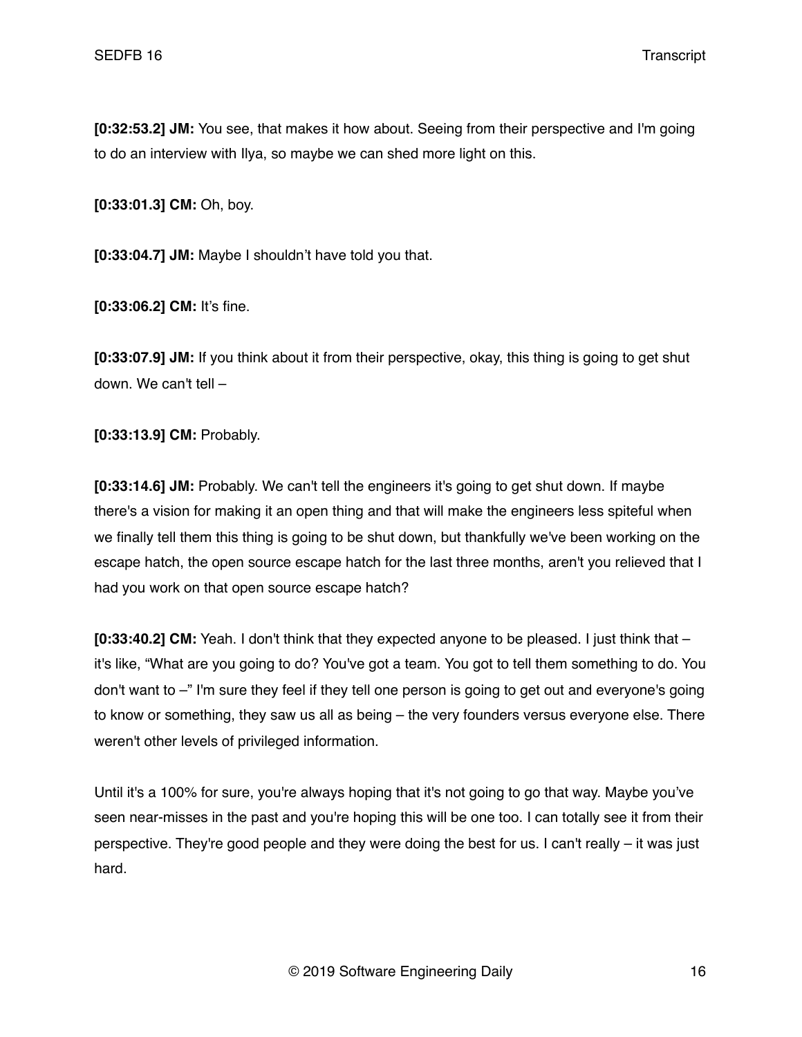**[0:32:53.2] JM:** You see, that makes it how about. Seeing from their perspective and I'm going to do an interview with Ilya, so maybe we can shed more light on this.

**[0:33:01.3] CM:** Oh, boy.

**[0:33:04.7] JM:** Maybe I shouldn't have told you that.

**[0:33:06.2] CM:** It's fine.

**[0:33:07.9] JM:** If you think about it from their perspective, okay, this thing is going to get shut down. We can't tell –

**[0:33:13.9] CM:** Probably.

**[0:33:14.6] JM:** Probably. We can't tell the engineers it's going to get shut down. If maybe there's a vision for making it an open thing and that will make the engineers less spiteful when we finally tell them this thing is going to be shut down, but thankfully we've been working on the escape hatch, the open source escape hatch for the last three months, aren't you relieved that I had you work on that open source escape hatch?

**[0:33:40.2] CM:** Yeah. I don't think that they expected anyone to be pleased. I just think that – it's like, "What are you going to do? You've got a team. You got to tell them something to do. You don't want to –" I'm sure they feel if they tell one person is going to get out and everyone's going to know or something, they saw us all as being – the very founders versus everyone else. There weren't other levels of privileged information.

Until it's a 100% for sure, you're always hoping that it's not going to go that way. Maybe you've seen near-misses in the past and you're hoping this will be one too. I can totally see it from their perspective. They're good people and they were doing the best for us. I can't really – it was just hard.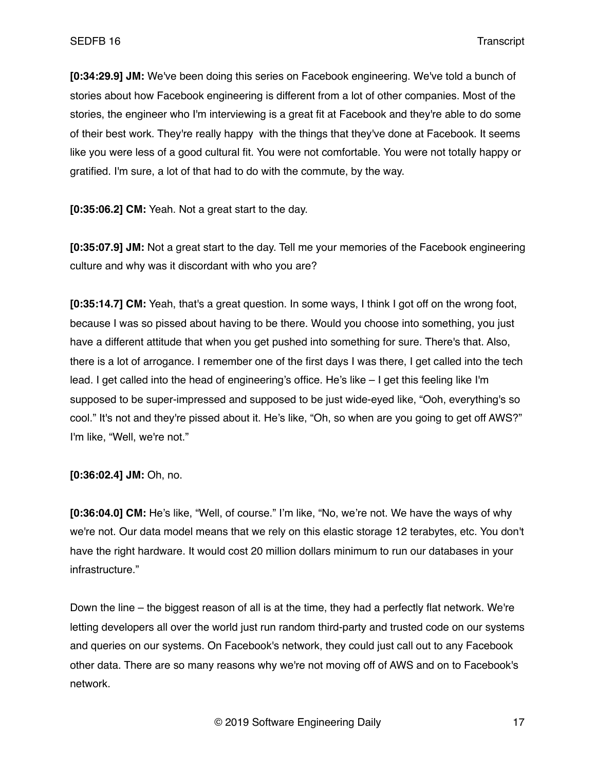**[0:34:29.9] JM:** We've been doing this series on Facebook engineering. We've told a bunch of stories about how Facebook engineering is different from a lot of other companies. Most of the stories, the engineer who I'm interviewing is a great fit at Facebook and they're able to do some of their best work. They're really happy  with the things that they've done at Facebook. It seems like you were less of a good cultural fit. You were not comfortable. You were not totally happy or gratified. I'm sure, a lot of that had to do with the commute, by the way.

**[0:35:06.2] CM:** Yeah. Not a great start to the day.

**[0:35:07.9] JM:** Not a great start to the day. Tell me your memories of the Facebook engineering culture and why was it discordant with who you are?

**[0:35:14.7] CM:** Yeah, that's a great question. In some ways, I think I got off on the wrong foot, because I was so pissed about having to be there. Would you choose into something, you just have a different attitude that when you get pushed into something for sure. There's that. Also, there is a lot of arrogance. I remember one of the first days I was there, I get called into the tech lead. I get called into the head of engineering's office. He's like – I get this feeling like I'm supposed to be super-impressed and supposed to be just wide-eyed like, "Ooh, everything's so cool." It's not and they're pissed about it. He's like, "Oh, so when are you going to get off AWS?" I'm like, "Well, we're not."

**[0:36:02.4] JM:** Oh, no.

**[0:36:04.0] CM:** He's like, "Well, of course." I'm like, "No, we're not. We have the ways of why we're not. Our data model means that we rely on this elastic storage 12 terabytes, etc. You don't have the right hardware. It would cost 20 million dollars minimum to run our databases in your infrastructure."

Down the line – the biggest reason of all is at the time, they had a perfectly flat network. We're letting developers all over the world just run random third-party and trusted code on our systems and queries on our systems. On Facebook's network, they could just call out to any Facebook other data. There are so many reasons why we're not moving off of AWS and on to Facebook's network.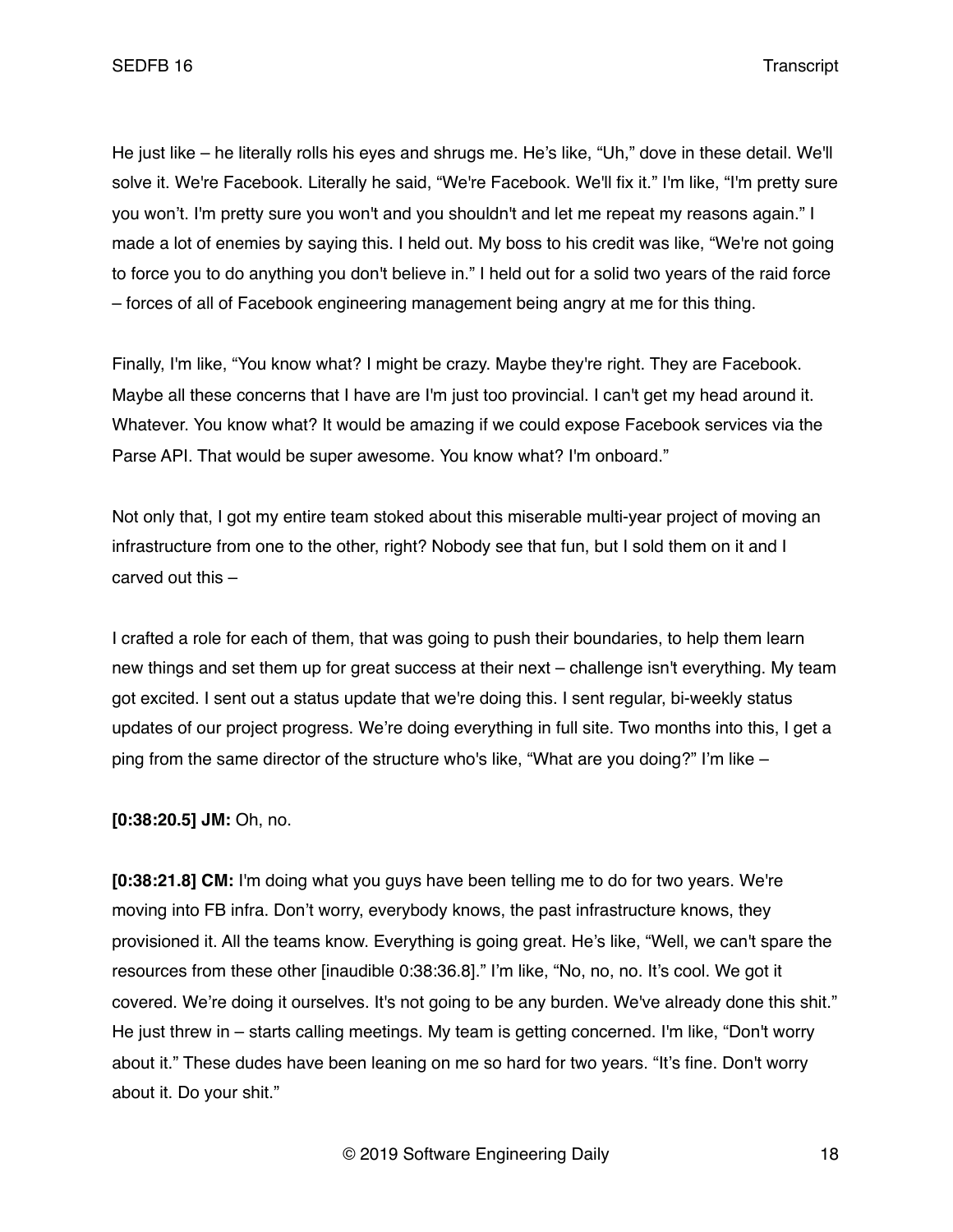He just like – he literally rolls his eyes and shrugs me. He's like, "Uh," dove in these detail. We'll solve it. We're Facebook. Literally he said, "We're Facebook. We'll fix it." I'm like, "I'm pretty sure you won't. I'm pretty sure you won't and you shouldn't and let me repeat my reasons again." I made a lot of enemies by saying this. I held out. My boss to his credit was like, "We're not going to force you to do anything you don't believe in." I held out for a solid two years of the raid force – forces of all of Facebook engineering management being angry at me for this thing.

Finally, I'm like, "You know what? I might be crazy. Maybe they're right. They are Facebook. Maybe all these concerns that I have are I'm just too provincial. I can't get my head around it. Whatever. You know what? It would be amazing if we could expose Facebook services via the Parse API. That would be super awesome. You know what? I'm onboard."

Not only that, I got my entire team stoked about this miserable multi-year project of moving an infrastructure from one to the other, right? Nobody see that fun, but I sold them on it and I carved out this –

I crafted a role for each of them, that was going to push their boundaries, to help them learn new things and set them up for great success at their next – challenge isn't everything. My team got excited. I sent out a status update that we're doing this. I sent regular, bi-weekly status updates of our project progress. We're doing everything in full site. Two months into this, I get a ping from the same director of the structure who's like, "What are you doing?" I'm like –

**[0:38:20.5] JM:** Oh, no.

**[0:38:21.8] CM:** I'm doing what you guys have been telling me to do for two years. We're moving into FB infra. Don't worry, everybody knows, the past infrastructure knows, they provisioned it. All the teams know. Everything is going great. He's like, "Well, we can't spare the resources from these other [inaudible 0:38:36.8]." I'm like, "No, no, no. It's cool. We got it covered. We're doing it ourselves. It's not going to be any burden. We've already done this shit." He just threw in – starts calling meetings. My team is getting concerned. I'm like, "Don't worry about it." These dudes have been leaning on me so hard for two years. "It's fine. Don't worry about it. Do your shit."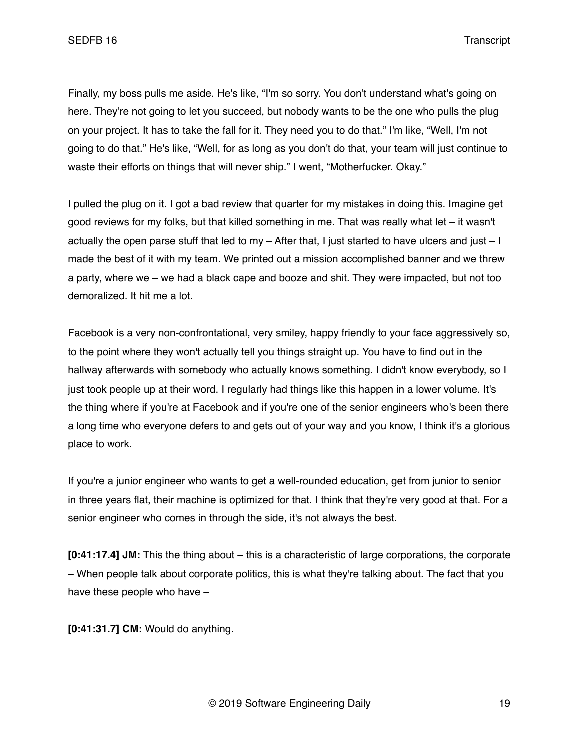Finally, my boss pulls me aside. He's like, "I'm so sorry. You don't understand what's going on here. They're not going to let you succeed, but nobody wants to be the one who pulls the plug on your project. It has to take the fall for it. They need you to do that." I'm like, "Well, I'm not going to do that." He's like, "Well, for as long as you don't do that, your team will just continue to waste their efforts on things that will never ship." I went, "Motherfucker. Okay."

I pulled the plug on it. I got a bad review that quarter for my mistakes in doing this. Imagine get good reviews for my folks, but that killed something in me. That was really what let – it wasn't actually the open parse stuff that led to my – After that, I just started to have ulcers and just – I made the best of it with my team. We printed out a mission accomplished banner and we threw a party, where we – we had a black cape and booze and shit. They were impacted, but not too demoralized. It hit me a lot.

Facebook is a very non-confrontational, very smiley, happy friendly to your face aggressively so, to the point where they won't actually tell you things straight up. You have to find out in the hallway afterwards with somebody who actually knows something. I didn't know everybody, so I just took people up at their word. I regularly had things like this happen in a lower volume. It's the thing where if you're at Facebook and if you're one of the senior engineers who's been there a long time who everyone defers to and gets out of your way and you know, I think it's a glorious place to work.

If you're a junior engineer who wants to get a well-rounded education, get from junior to senior in three years flat, their machine is optimized for that. I think that they're very good at that. For a senior engineer who comes in through the side, it's not always the best.

**[0:41:17.4] JM:** This the thing about – this is a characteristic of large corporations, the corporate – When people talk about corporate politics, this is what they're talking about. The fact that you have these people who have –

**[0:41:31.7] CM:** Would do anything.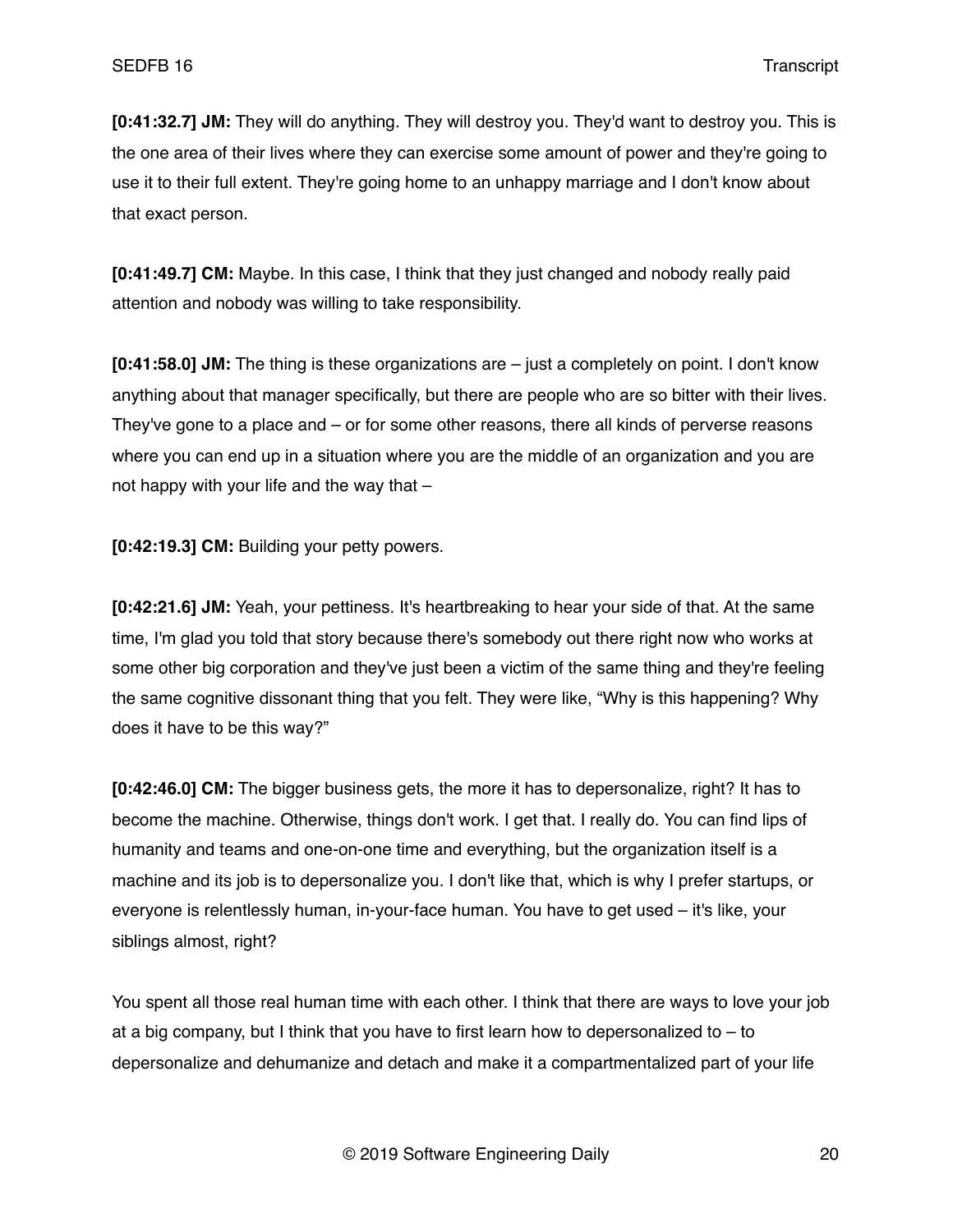**[0:41:32.7] JM:** They will do anything. They will destroy you. They'd want to destroy you. This is the one area of their lives where they can exercise some amount of power and they're going to use it to their full extent. They're going home to an unhappy marriage and I don't know about that exact person.

**[0:41:49.7] CM:** Maybe. In this case, I think that they just changed and nobody really paid attention and nobody was willing to take responsibility.

**[0:41:58.0] JM:** The thing is these organizations are – just a completely on point. I don't know anything about that manager specifically, but there are people who are so bitter with their lives. They've gone to a place and – or for some other reasons, there all kinds of perverse reasons where you can end up in a situation where you are the middle of an organization and you are not happy with your life and the way that –

**[0:42:19.3] CM:** Building your petty powers.

**[0:42:21.6] JM:** Yeah, your pettiness. It's heartbreaking to hear your side of that. At the same time, I'm glad you told that story because there's somebody out there right now who works at some other big corporation and they've just been a victim of the same thing and they're feeling the same cognitive dissonant thing that you felt. They were like, "Why is this happening? Why does it have to be this way?"

**[0:42:46.0] CM:** The bigger business gets, the more it has to depersonalize, right? It has to become the machine. Otherwise, things don't work. I get that. I really do. You can find lips of humanity and teams and one-on-one time and everything, but the organization itself is a machine and its job is to depersonalize you. I don't like that, which is why I prefer startups, or everyone is relentlessly human, in-your-face human. You have to get used – it's like, your siblings almost, right?

You spent all those real human time with each other. I think that there are ways to love your job at a big company, but I think that you have to first learn how to depersonalized to – to depersonalize and dehumanize and detach and make it a compartmentalized part of your life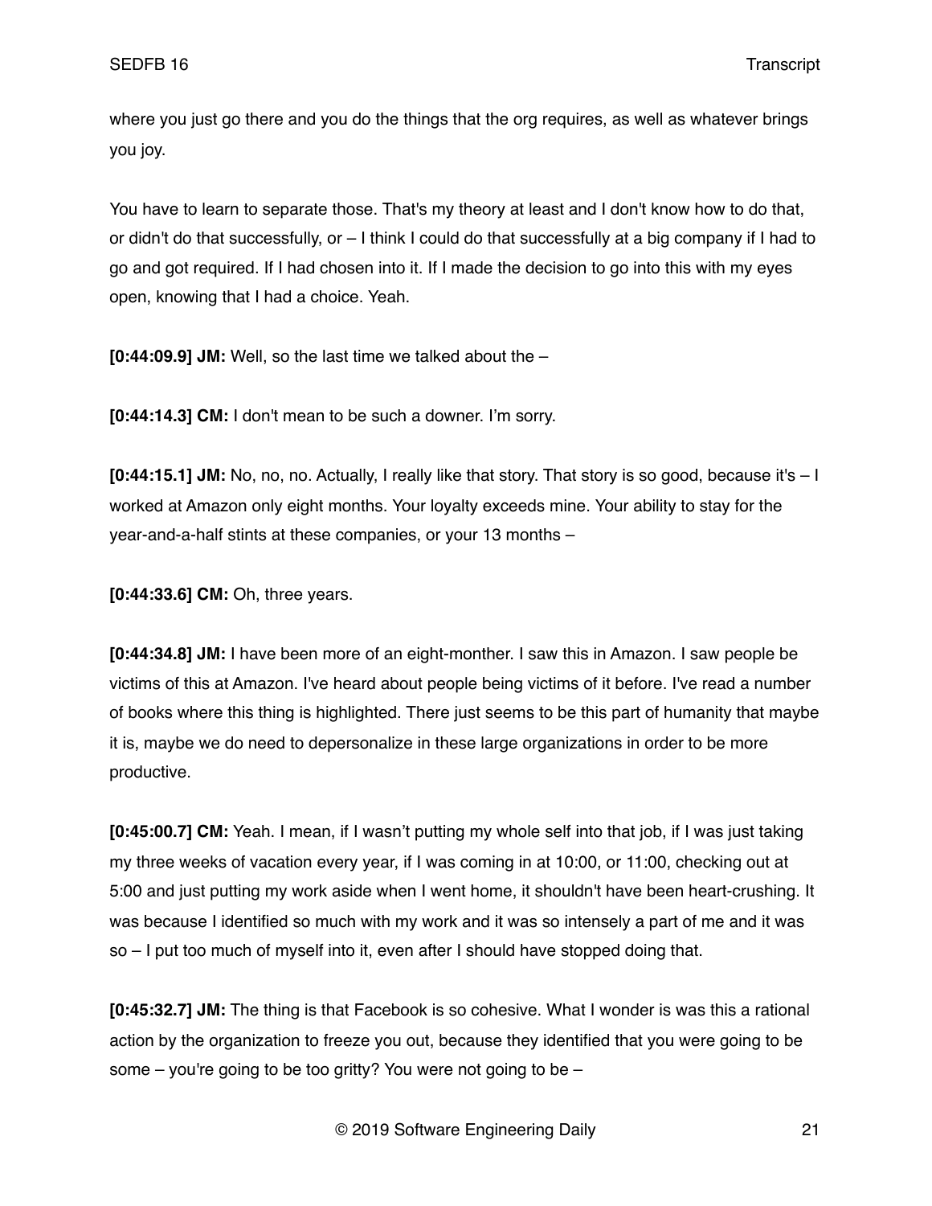where you just go there and you do the things that the org requires, as well as whatever brings you joy.

You have to learn to separate those. That's my theory at least and I don't know how to do that, or didn't do that successfully, or – I think I could do that successfully at a big company if I had to go and got required. If I had chosen into it. If I made the decision to go into this with my eyes open, knowing that I had a choice. Yeah.

**[0:44:09.9] JM:** Well, so the last time we talked about the –

**[0:44:14.3] CM:** I don't mean to be such a downer. I'm sorry.

**[0:44:15.1] JM:** No, no, no. Actually, I really like that story. That story is so good, because it's – I worked at Amazon only eight months. Your loyalty exceeds mine. Your ability to stay for the year-and-a-half stints at these companies, or your 13 months –

**[0:44:33.6] CM:** Oh, three years.

**[0:44:34.8] JM:** I have been more of an eight-monther. I saw this in Amazon. I saw people be victims of this at Amazon. I've heard about people being victims of it before. I've read a number of books where this thing is highlighted. There just seems to be this part of humanity that maybe it is, maybe we do need to depersonalize in these large organizations in order to be more productive.

**[0:45:00.7] CM:** Yeah. I mean, if I wasn't putting my whole self into that job, if I was just taking my three weeks of vacation every year, if I was coming in at 10:00, or 11:00, checking out at 5:00 and just putting my work aside when I went home, it shouldn't have been heart-crushing. It was because I identified so much with my work and it was so intensely a part of me and it was so – I put too much of myself into it, even after I should have stopped doing that.

**[0:45:32.7] JM:** The thing is that Facebook is so cohesive. What I wonder is was this a rational action by the organization to freeze you out, because they identified that you were going to be some – you're going to be too gritty? You were not going to be –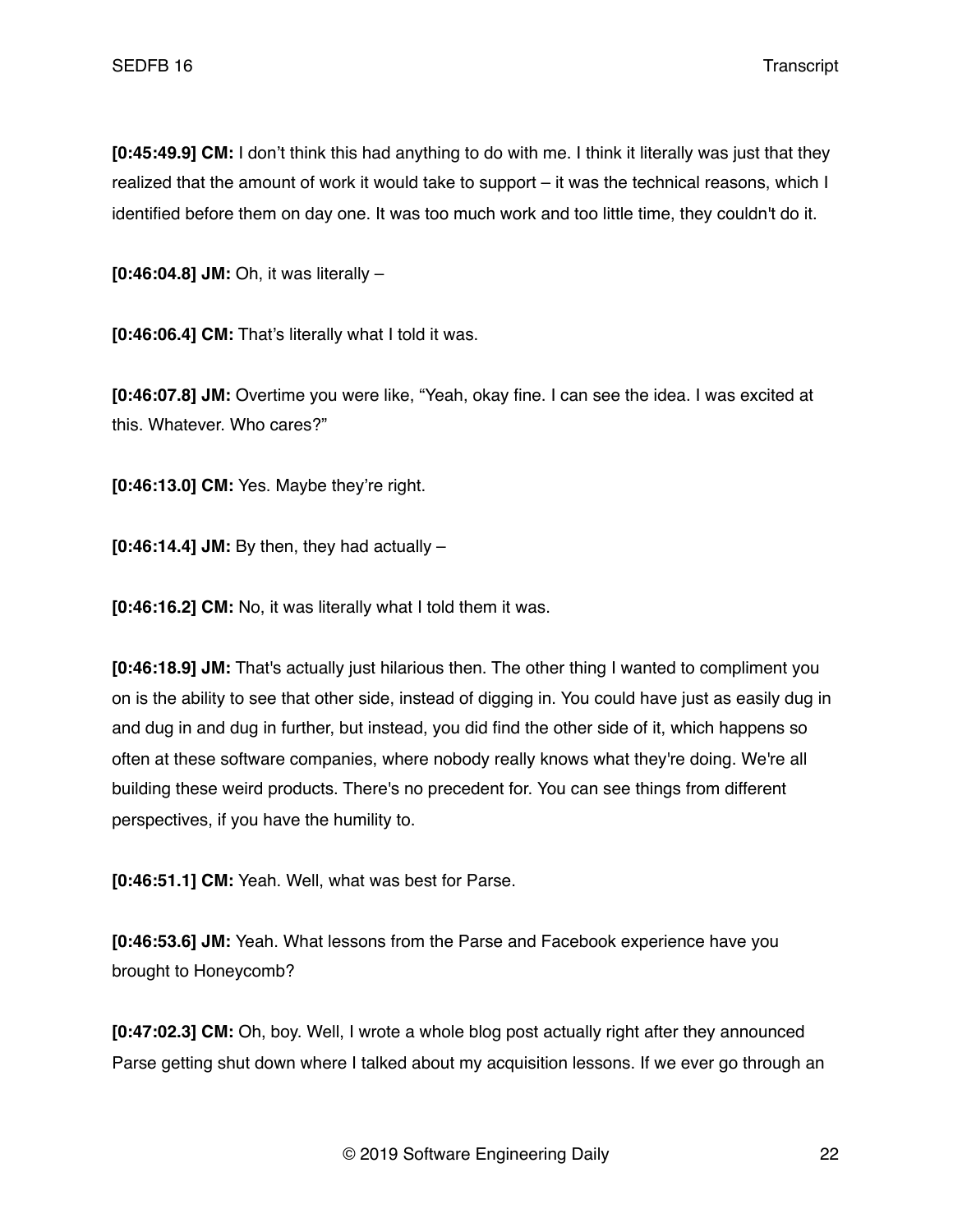**[0:45:49.9] CM:** I don't think this had anything to do with me. I think it literally was just that they realized that the amount of work it would take to support – it was the technical reasons, which I identified before them on day one. It was too much work and too little time, they couldn't do it.

**[0:46:04.8] JM:** Oh, it was literally –

**[0:46:06.4] CM:** That's literally what I told it was.

**[0:46:07.8] JM:** Overtime you were like, "Yeah, okay fine. I can see the idea. I was excited at this. Whatever. Who cares?"

**[0:46:13.0] CM:** Yes. Maybe they're right.

**[0:46:14.4] JM:** By then, they had actually –

**[0:46:16.2] CM:** No, it was literally what I told them it was.

**[0:46:18.9] JM:** That's actually just hilarious then. The other thing I wanted to compliment you on is the ability to see that other side, instead of digging in. You could have just as easily dug in and dug in and dug in further, but instead, you did find the other side of it, which happens so often at these software companies, where nobody really knows what they're doing. We're all building these weird products. There's no precedent for. You can see things from different perspectives, if you have the humility to.

**[0:46:51.1] CM:** Yeah. Well, what was best for Parse.

**[0:46:53.6] JM:** Yeah. What lessons from the Parse and Facebook experience have you brought to Honeycomb?

**[0:47:02.3] CM:** Oh, boy. Well, I wrote a whole blog post actually right after they announced Parse getting shut down where I talked about my acquisition lessons. If we ever go through an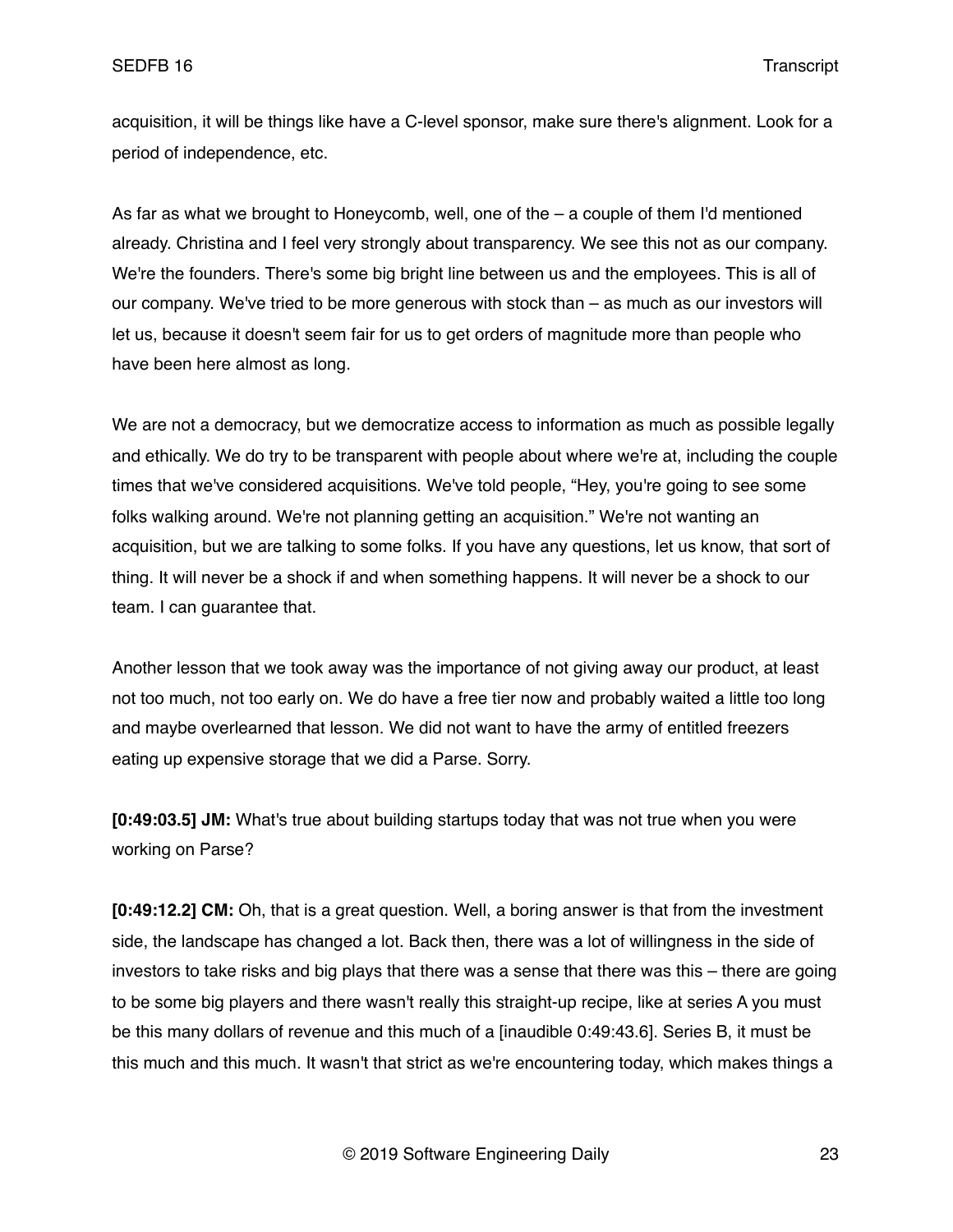acquisition, it will be things like have a C-level sponsor, make sure there's alignment. Look for a period of independence, etc.

As far as what we brought to Honeycomb, well, one of the – a couple of them I'd mentioned already. Christina and I feel very strongly about transparency. We see this not as our company. We're the founders. There's some big bright line between us and the employees. This is all of our company. We've tried to be more generous with stock than – as much as our investors will let us, because it doesn't seem fair for us to get orders of magnitude more than people who have been here almost as long.

We are not a democracy, but we democratize access to information as much as possible legally and ethically. We do try to be transparent with people about where we're at, including the couple times that we've considered acquisitions. We've told people, "Hey, you're going to see some folks walking around. We're not planning getting an acquisition." We're not wanting an acquisition, but we are talking to some folks. If you have any questions, let us know, that sort of thing. It will never be a shock if and when something happens. It will never be a shock to our team. I can guarantee that.

Another lesson that we took away was the importance of not giving away our product, at least not too much, not too early on. We do have a free tier now and probably waited a little too long and maybe overlearned that lesson. We did not want to have the army of entitled freezers eating up expensive storage that we did a Parse. Sorry.

**[0:49:03.5] JM:** What's true about building startups today that was not true when you were working on Parse?

**[0:49:12.2] CM:** Oh, that is a great question. Well, a boring answer is that from the investment side, the landscape has changed a lot. Back then, there was a lot of willingness in the side of investors to take risks and big plays that there was a sense that there was this – there are going to be some big players and there wasn't really this straight-up recipe, like at series A you must be this many dollars of revenue and this much of a [inaudible 0:49:43.6]. Series B, it must be this much and this much. It wasn't that strict as we're encountering today, which makes things a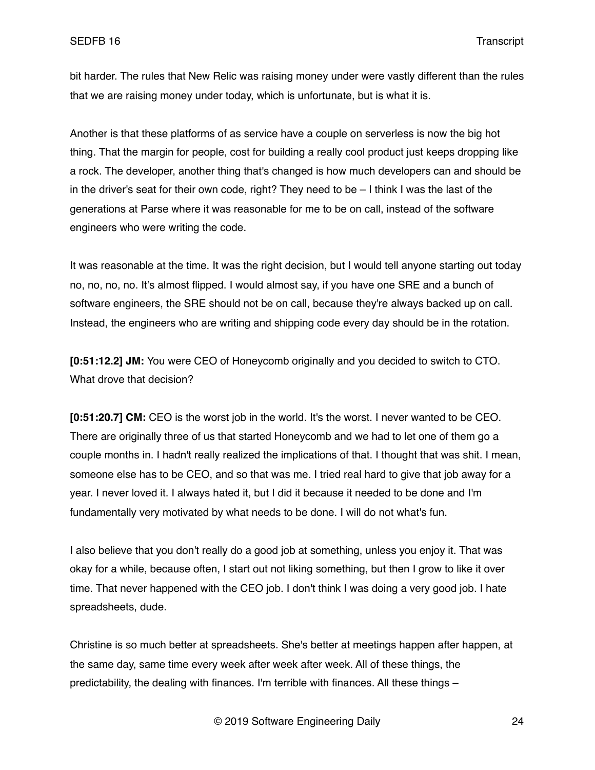bit harder. The rules that New Relic was raising money under were vastly different than the rules that we are raising money under today, which is unfortunate, but is what it is.

Another is that these platforms of as service have a couple on serverless is now the big hot thing. That the margin for people, cost for building a really cool product just keeps dropping like a rock. The developer, another thing that's changed is how much developers can and should be in the driver's seat for their own code, right? They need to be – I think I was the last of the generations at Parse where it was reasonable for me to be on call, instead of the software engineers who were writing the code.

It was reasonable at the time. It was the right decision, but I would tell anyone starting out today no, no, no, no. It's almost flipped. I would almost say, if you have one SRE and a bunch of software engineers, the SRE should not be on call, because they're always backed up on call. Instead, the engineers who are writing and shipping code every day should be in the rotation.

**[0:51:12.2] JM:** You were CEO of Honeycomb originally and you decided to switch to CTO. What drove that decision?

**[0:51:20.7] CM:** CEO is the worst job in the world. It's the worst. I never wanted to be CEO. There are originally three of us that started Honeycomb and we had to let one of them go a couple months in. I hadn't really realized the implications of that. I thought that was shit. I mean, someone else has to be CEO, and so that was me. I tried real hard to give that job away for a year. I never loved it. I always hated it, but I did it because it needed to be done and I'm fundamentally very motivated by what needs to be done. I will do not what's fun.

I also believe that you don't really do a good job at something, unless you enjoy it. That was okay for a while, because often, I start out not liking something, but then I grow to like it over time. That never happened with the CEO job. I don't think I was doing a very good job. I hate spreadsheets, dude.

Christine is so much better at spreadsheets. She's better at meetings happen after happen, at the same day, same time every week after week after week. All of these things, the predictability, the dealing with finances. I'm terrible with finances. All these things –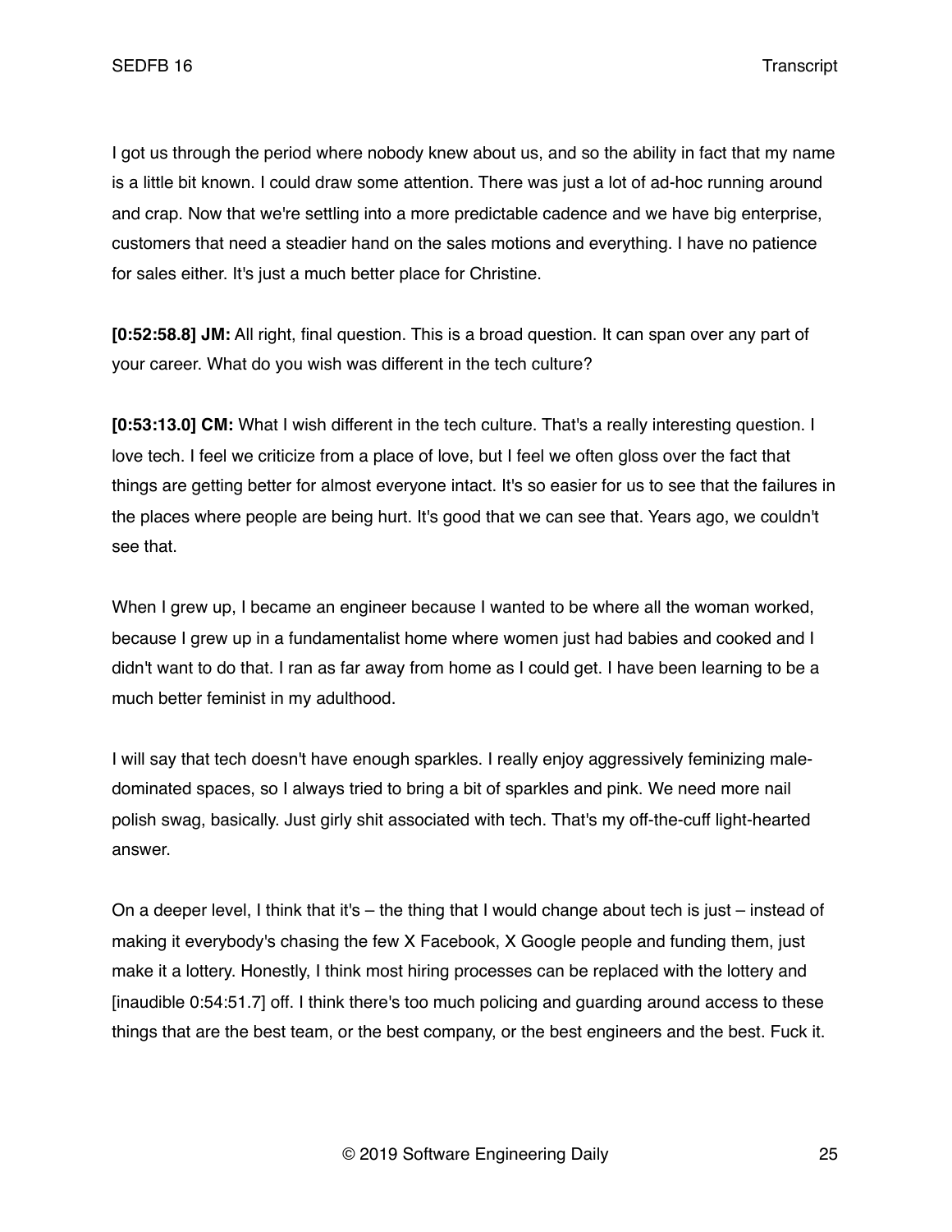I got us through the period where nobody knew about us, and so the ability in fact that my name is a little bit known. I could draw some attention. There was just a lot of ad-hoc running around and crap. Now that we're settling into a more predictable cadence and we have big enterprise, customers that need a steadier hand on the sales motions and everything. I have no patience for sales either. It's just a much better place for Christine.

**[0:52:58.8] JM:** All right, final question. This is a broad question. It can span over any part of your career. What do you wish was different in the tech culture?

**[0:53:13.0] CM:** What I wish different in the tech culture. That's a really interesting question. I love tech. I feel we criticize from a place of love, but I feel we often gloss over the fact that things are getting better for almost everyone intact. It's so easier for us to see that the failures in the places where people are being hurt. It's good that we can see that. Years ago, we couldn't see that.

When I grew up, I became an engineer because I wanted to be where all the woman worked, because I grew up in a fundamentalist home where women just had babies and cooked and I didn't want to do that. I ran as far away from home as I could get. I have been learning to be a much better feminist in my adulthood.

I will say that tech doesn't have enough sparkles. I really enjoy aggressively feminizing male-dominated spaces, so I always tried to bring a bit of sparkles and pink. We need more nail polish swag, basically. Just girly shit associated with tech. That's my off-the-cuff light-hearted answer.

On a deeper level, I think that it's – the thing that I would change about tech is just – instead of making it everybody's chasing the few X Facebook, X Google people and funding them, just make it a lottery. Honestly, I think most hiring processes can be replaced with the lottery and [inaudible 0:54:51.7] off. I think there's too much policing and guarding around access to these things that are the best team, or the best company, or the best engineers and the best. Fuck it.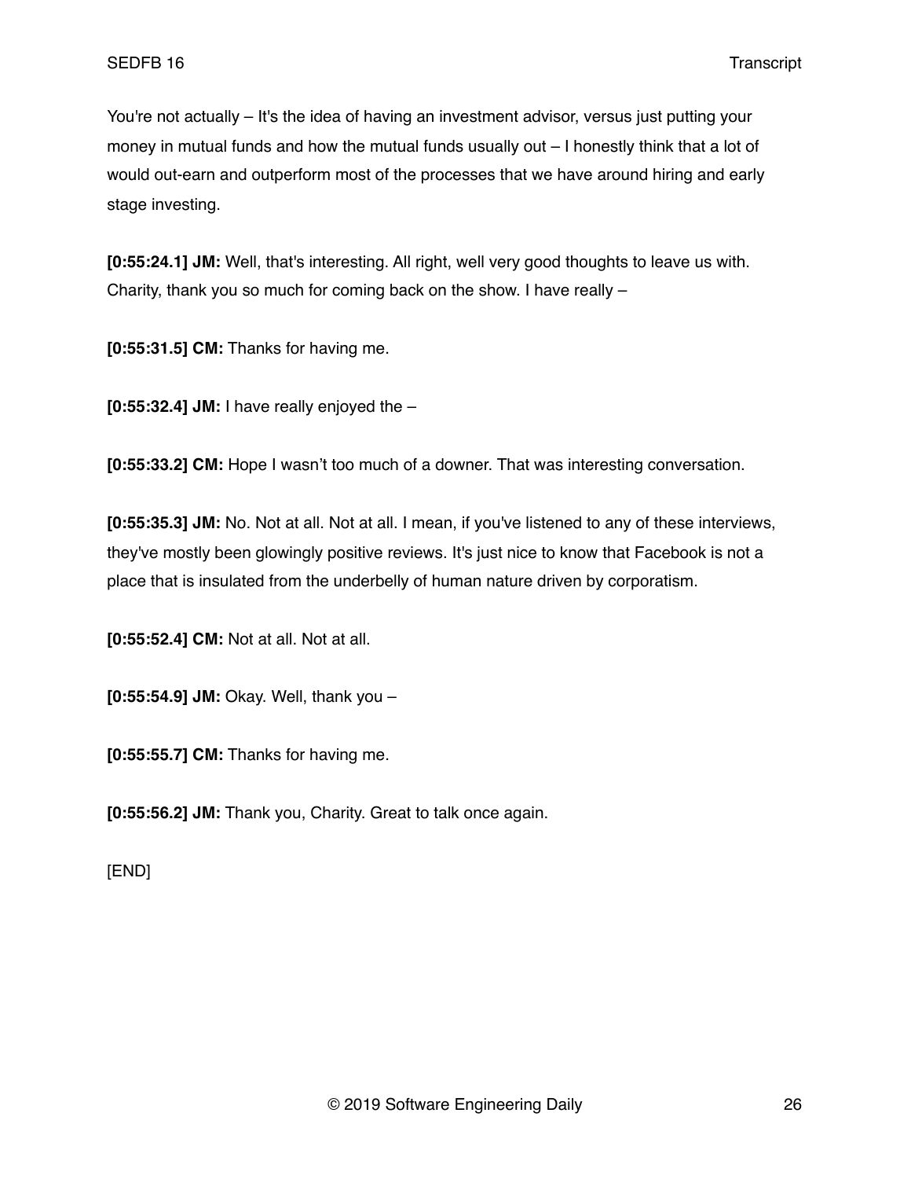You're not actually – It's the idea of having an investment advisor, versus just putting your money in mutual funds and how the mutual funds usually out – I honestly think that a lot of would out-earn and outperform most of the processes that we have around hiring and early stage investing.

**[0:55:24.1] JM:** Well, that's interesting. All right, well very good thoughts to leave us with. Charity, thank you so much for coming back on the show. I have really –

**[0:55:31.5] CM:** Thanks for having me.

**[0:55:32.4] JM:** I have really enjoyed the –

**[0:55:33.2] CM:** Hope I wasn't too much of a downer. That was interesting conversation.

**[0:55:35.3] JM:** No. Not at all. Not at all. I mean, if you've listened to any of these interviews, they've mostly been glowingly positive reviews. It's just nice to know that Facebook is not a place that is insulated from the underbelly of human nature driven by corporatism.

**[0:55:52.4] CM:** Not at all. Not at all.

**[0:55:54.9] JM:** Okay. Well, thank you –

**[0:55:55.7] CM:** Thanks for having me.

**[0:55:56.2] JM:** Thank you, Charity. Great to talk once again.

[END]